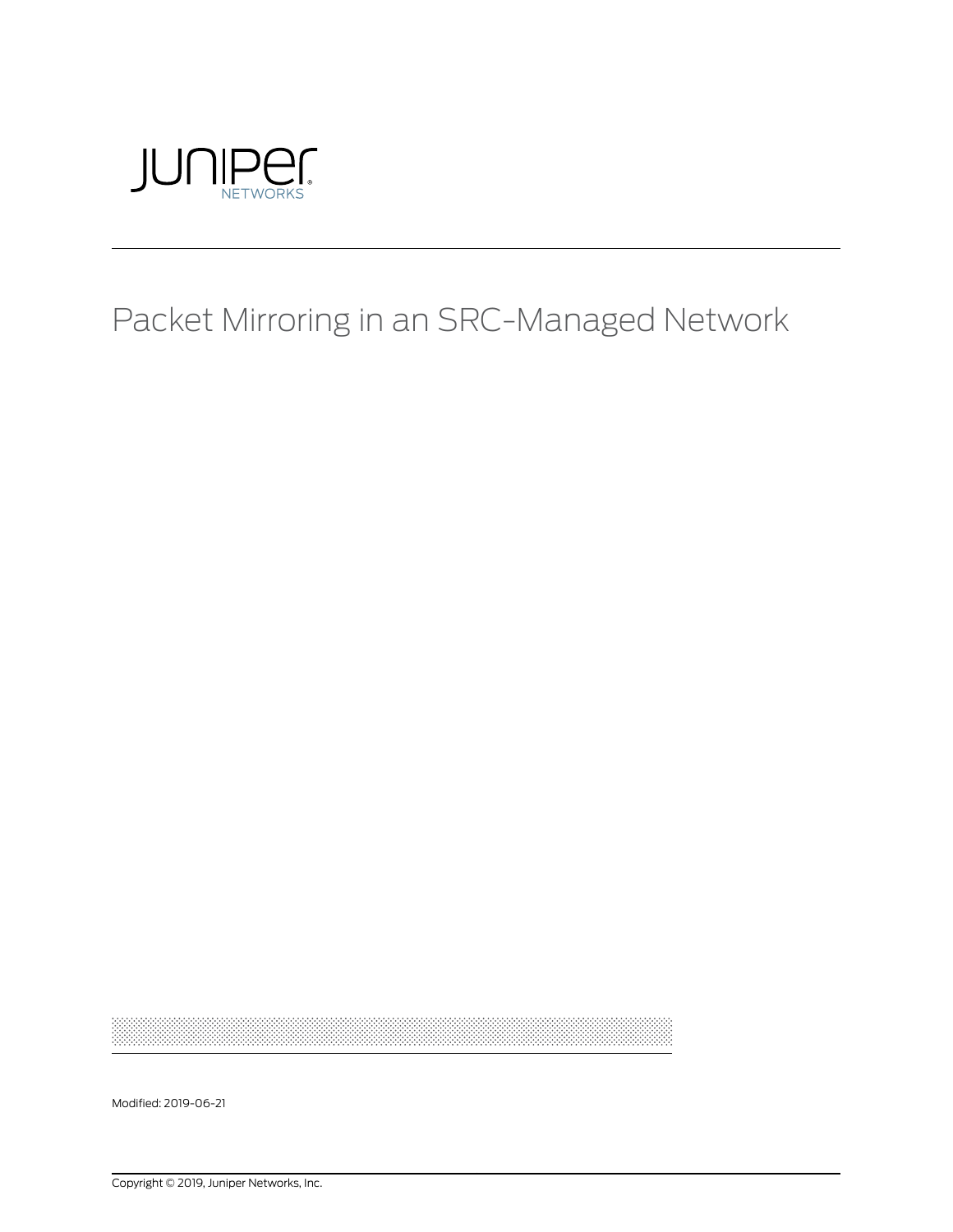# Packet Mirroring in an SRC-Managed Network

Modified: 2019-06-21

Copyright © 2019, Juniper Networks, Inc.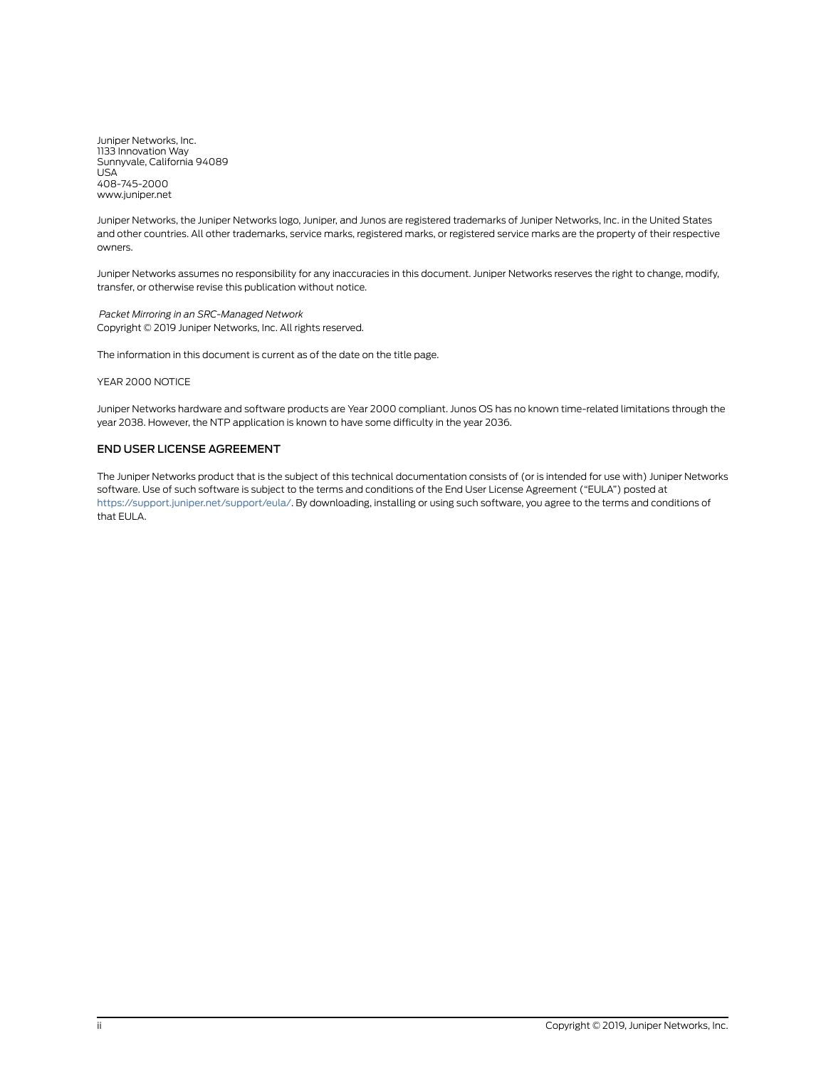Juniper Networks, Inc.
1133 Innovation Way
Sunnyvale, California 94089
USA
408-745-2000
www.juniper.net

Juniper Networks, the Juniper Networks logo, Juniper, and Junos are registered trademarks of Juniper Networks, Inc. in the United States and other countries. All other trademarks, service marks, registered marks, or registered service marks are the property of their respective owners.

Juniper Networks assumes no responsibility for any inaccuracies in this document. Juniper Networks reserves the right to change, modify, transfer, or otherwise revise this publication without notice.

*Packet Mirroring in an SRC-Managed Network*
Copyright © 2019 Juniper Networks, Inc. All rights reserved.

The information in this document is current as of the date on the title page.

YEAR 2000 NOTICE

Juniper Networks hardware and software products are Year 2000 compliant. Junos OS has no known time-related limitations through the year 2038. However, the NTP application is known to have some difficulty in the year 2036.

## END USER LICENSE AGREEMENT

The Juniper Networks product that is the subject of this technical documentation consists of (or is intended for use with) Juniper Networks software. Use of such software is subject to the terms and conditions of the End User License Agreement ("EULA") posted at https://support.juniper.net/support/eula/. By downloading, installing or using such software, you agree to the terms and conditions of that EULA.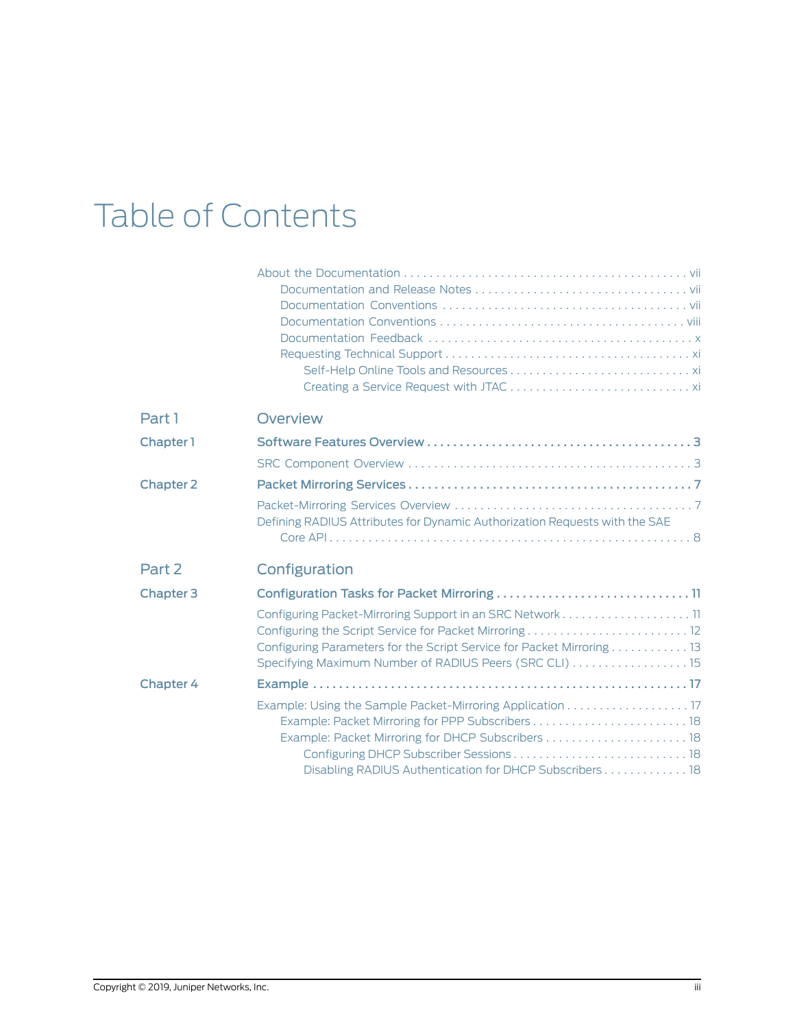# Table of Contents

About the Documentation . . . . . . . . . . . . . . . . . . . . . . . . . . . . . . . . . . . . . . . . . . . vii
- Documentation and Release Notes . . . . . . . . . . . . . . . . . . . . . . . . . . . . . . . . . vii
- Documentation Conventions . . . . . . . . . . . . . . . . . . . . . . . . . . . . . . . . . . . . . vii
- Documentation Conventions . . . . . . . . . . . . . . . . . . . . . . . . . . . . . . . . . . . . . viii
- Documentation Feedback . . . . . . . . . . . . . . . . . . . . . . . . . . . . . . . . . . . . . . . . x
- Requesting Technical Support . . . . . . . . . . . . . . . . . . . . . . . . . . . . . . . . . . . . . xi
  - Self-Help Online Tools and Resources . . . . . . . . . . . . . . . . . . . . . . . . . . . . xi
  - Creating a Service Request with JTAC . . . . . . . . . . . . . . . . . . . . . . . . . . . . xi

## Part 1 Overview

**Chapter 1 Software Features Overview . . . . . . . . . . . . . . . . . . . . . . . . . . . . . . . . . . . . . . . 3**

SRC Component Overview . . . . . . . . . . . . . . . . . . . . . . . . . . . . . . . . . . . . . . . . . . . 3

**Chapter 2 Packet Mirroring Services . . . . . . . . . . . . . . . . . . . . . . . . . . . . . . . . . . . . . . . . . . 7**

Packet-Mirroring Services Overview . . . . . . . . . . . . . . . . . . . . . . . . . . . . . . . . . . . . 7
Defining RADIUS Attributes for Dynamic Authorization Requests with the SAE Core API . . . . . . . . . . . . . . . . . . . . . . . . . . . . . . . . . . . . . . . . . . . . . . . . . . . . 8

## Part 2 Configuration

**Chapter 3 Configuration Tasks for Packet Mirroring . . . . . . . . . . . . . . . . . . . . . . . . . . . . . 11**

Configuring Packet-Mirroring Support in an SRC Network . . . . . . . . . . . . . . . . . . . . 11
Configuring the Script Service for Packet Mirroring . . . . . . . . . . . . . . . . . . . . . . . . . 12
Configuring Parameters for the Script Service for Packet Mirroring . . . . . . . . . . . . 13
Specifying Maximum Number of RADIUS Peers (SRC CLI) . . . . . . . . . . . . . . . . . . 15

**Chapter 4 Example . . . . . . . . . . . . . . . . . . . . . . . . . . . . . . . . . . . . . . . . . . . . . . . . . . . . . . . 17**

Example: Using the Sample Packet-Mirroring Application . . . . . . . . . . . . . . . . . . . 17
- Example: Packet Mirroring for PPP Subscribers . . . . . . . . . . . . . . . . . . . . . . . . . 18
- Example: Packet Mirroring for DHCP Subscribers . . . . . . . . . . . . . . . . . . . . . . 18
  - Configuring DHCP Subscriber Sessions . . . . . . . . . . . . . . . . . . . . . . . . . . 18
  - Disabling RADIUS Authentication for DHCP Subscribers . . . . . . . . . . . . . 18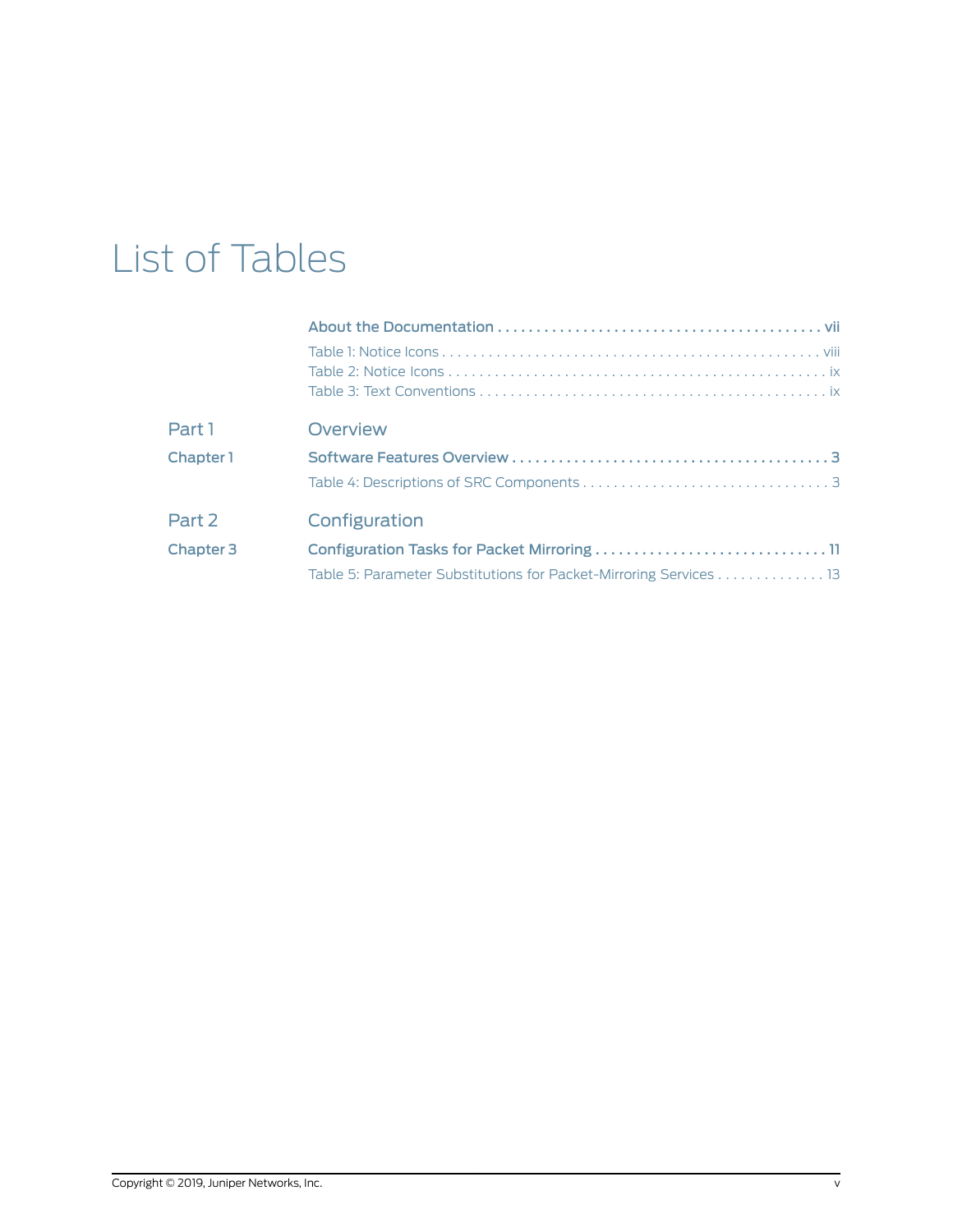# List of Tables

**About the Documentation . . . . . . . . . . . . . . . . . . . . . . . . . . . . . . . . . . . . . . . . . vii**

Table 1: Notice Icons . . . . . . . . . . . . . . . . . . . . . . . . . . . . . . . . . . . . . . . . . . . . . . . . viii
Table 2: Notice Icons . . . . . . . . . . . . . . . . . . . . . . . . . . . . . . . . . . . . . . . . . . . . . . . . ix
Table 3: Text Conventions . . . . . . . . . . . . . . . . . . . . . . . . . . . . . . . . . . . . . . . . . . . . ix

## Part 1 Overview

**Chapter 1 Software Features Overview . . . . . . . . . . . . . . . . . . . . . . . . . . . . . . . . . . . . . . . . 3**

Table 4: Descriptions of SRC Components . . . . . . . . . . . . . . . . . . . . . . . . . . . . . . . . 3

## Part 2 Configuration

**Chapter 3 Configuration Tasks for Packet Mirroring . . . . . . . . . . . . . . . . . . . . . . . . . . . . . 11**

Table 5: Parameter Substitutions for Packet-Mirroring Services . . . . . . . . . . . . . . 13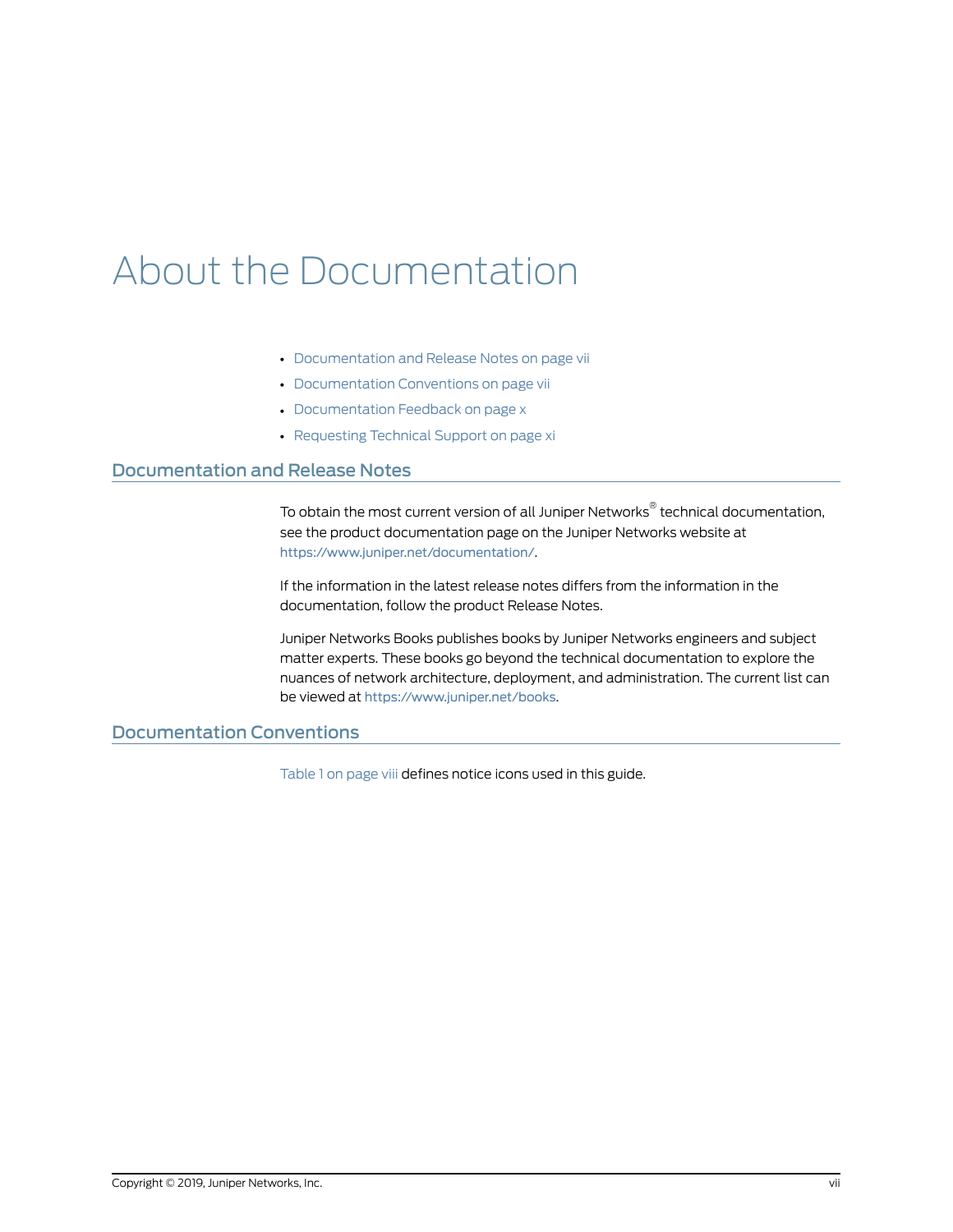# About the Documentation

- Documentation and Release Notes on page vii
- Documentation Conventions on page vii
- Documentation Feedback on page x
- Requesting Technical Support on page xi

## Documentation and Release Notes

To obtain the most current version of all Juniper Networks® technical documentation, see the product documentation page on the Juniper Networks website at https://www.juniper.net/documentation/.

If the information in the latest release notes differs from the information in the documentation, follow the product Release Notes.

Juniper Networks Books publishes books by Juniper Networks engineers and subject matter experts. These books go beyond the technical documentation to explore the nuances of network architecture, deployment, and administration. The current list can be viewed at https://www.juniper.net/books.

## Documentation Conventions

Table 1 on page viii defines notice icons used in this guide.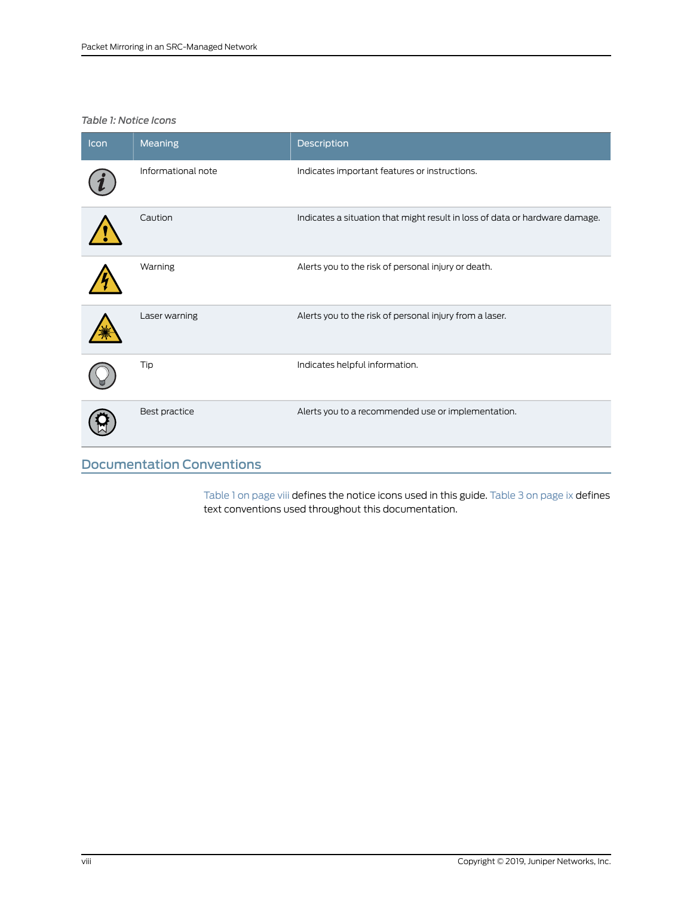*Table 1: Notice Icons*

| Icon | Meaning | Description |
| --- | --- | --- |
| | Informational note | Indicates important features or instructions. |
| | Caution | Indicates a situation that might result in loss of data or hardware damage. |
| | Warning | Alerts you to the risk of personal injury or death. |
| | Laser warning | Alerts you to the risk of personal injury from a laser. |
| | Tip | Indicates helpful information. |
| | Best practice | Alerts you to a recommended use or implementation. |

## Documentation Conventions

Table 1 on page viii defines the notice icons used in this guide. Table 3 on page ix defines text conventions used throughout this documentation.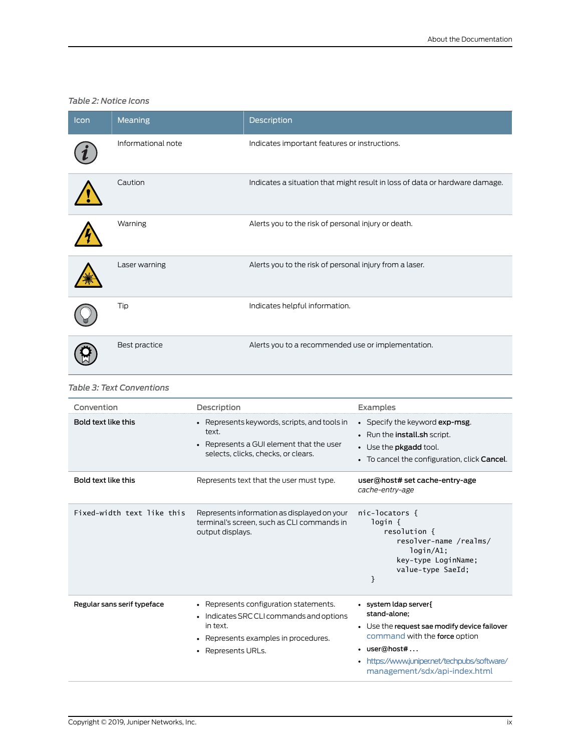Table 2: Notice Icons

| Icon | Meaning | Description |
| --- | --- | --- |
| | Informational note | Indicates important features or instructions. |
| | Caution | Indicates a situation that might result in loss of data or hardware damage. |
| | Warning | Alerts you to the risk of personal injury or death. |
| | Laser warning | Alerts you to the risk of personal injury from a laser. |
| | Tip | Indicates helpful information. |
| | Best practice | Alerts you to a recommended use or implementation. |

Table 3: Text Conventions

| Convention | Description | Examples |
| --- | --- | --- |
| **Bold text like this** | • Represents keywords, scripts, and tools in text.<br>• Represents a GUI element that the user selects, clicks, checks, or clears. | • Specify the keyword **exp-msg**.<br>• Run the **install.sh** script.<br>• Use the **pkgadd** tool.<br>• To cancel the configuration, click **Cancel**. |
| **Bold text like this** | Represents text that the user must type. | **user@host# set cache-entry-age** *cache-entry-age* |
| `Fixed-width text like this` | Represents information as displayed on your terminal's screen, such as CLI commands in output displays. | `nic-locators {`<br>`  login {`<br>`    resolution {`<br>`      resolver-name /realms/`<br>`        login/A1;`<br>`      key-type LoginName;`<br>`      value-type SaeId;`<br>`  }` |
| Regular sans serif typeface | • Represents configuration statements.<br>• Indicates SRC CLI commands and options in text.<br>• Represents examples in procedures.<br>• Represents URLs. | • system ldap server{ stand-alone;<br>• Use the request sae modify device failover command with the force option<br>• user@host# . . .<br>• https://www.juniper.net/techpubs/software/management/sdx/api-index.html |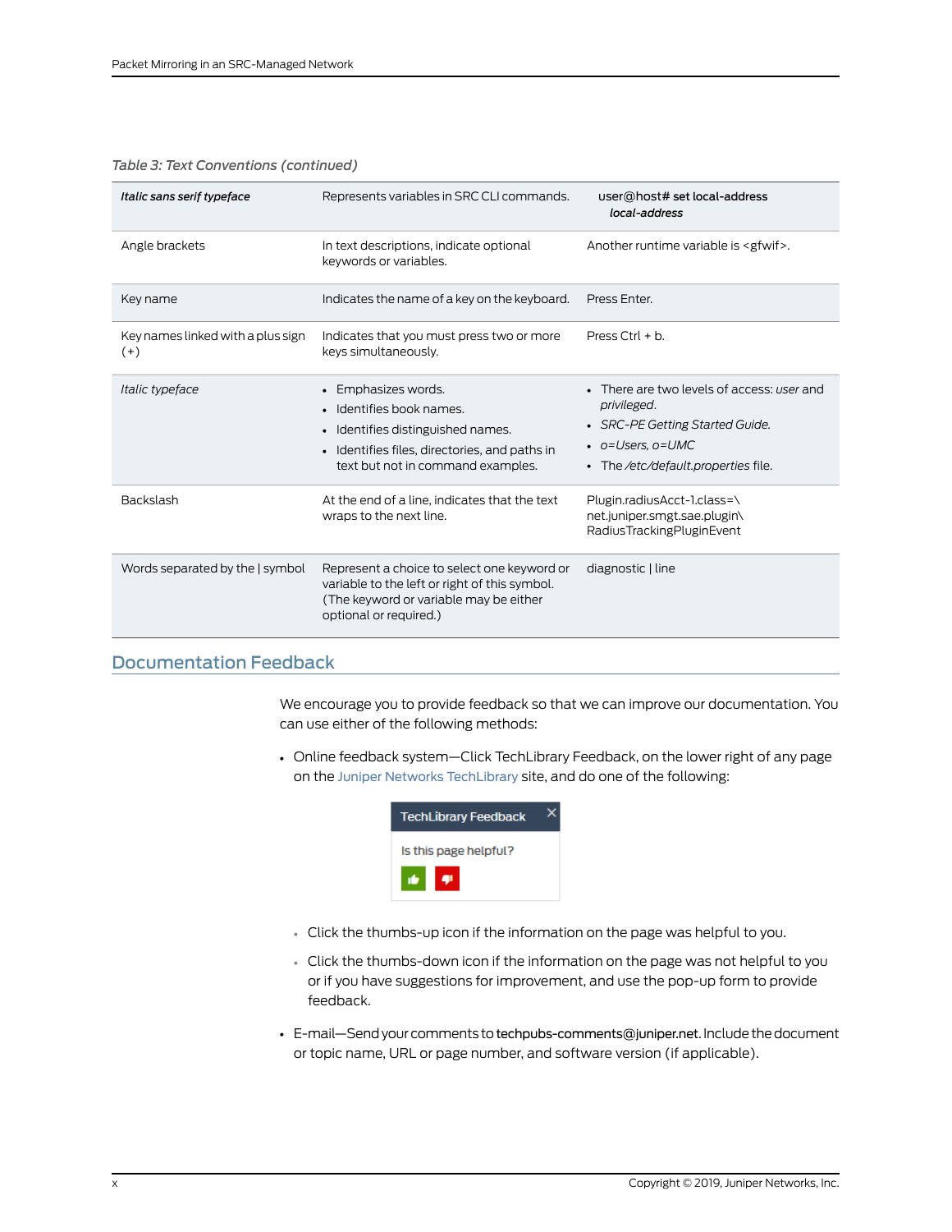*Table 3: Text Conventions (continued)*

| | | |
|---|---|---|
| ***Italic sans serif typeface*** | Represents variables in SRC CLI commands. | user@host# **set local-address** ***local-address*** |
| Angle brackets | In text descriptions, indicate optional keywords or variables. | Another runtime variable is <gfwif>. |
| Key name | Indicates the name of a key on the keyboard. | Press Enter. |
| Key names linked with a plus sign (+) | Indicates that you must press two or more keys simultaneously. | Press Ctrl + b. |
| *Italic typeface* | • Emphasizes words.<br>• Identifies book names.<br>• Identifies distinguished names.<br>• Identifies files, directories, and paths in text but not in command examples. | • There are two levels of access: *user* and *privileged*.<br>• *SRC-PE Getting Started Guide.*<br>• *o=Users, o=UMC*<br>• The */etc/default.properties* file. |
| Backslash | At the end of a line, indicates that the text wraps to the next line. | Plugin.radiusAcct-1.class=\ net.juniper.smgt.sae.plugin\ RadiusTrackingPluginEvent |
| Words separated by the \| symbol | Represent a choice to select one keyword or variable to the left or right of this symbol. (The keyword or variable may be either optional or required.) | diagnostic \| line |

## Documentation Feedback

We encourage you to provide feedback so that we can improve our documentation. You can use either of the following methods:

- Online feedback system—Click TechLibrary Feedback, on the lower right of any page on the Juniper Networks TechLibrary site, and do one of the following:

  TechLibrary Feedback
  Is this page helpful?

  - Click the thumbs-up icon if the information on the page was helpful to you.
  - Click the thumbs-down icon if the information on the page was not helpful to you or if you have suggestions for improvement, and use the pop-up form to provide feedback.

- E-mail—Send your comments to **techpubs-comments@juniper.net**. Include the document or topic name, URL or page number, and software version (if applicable).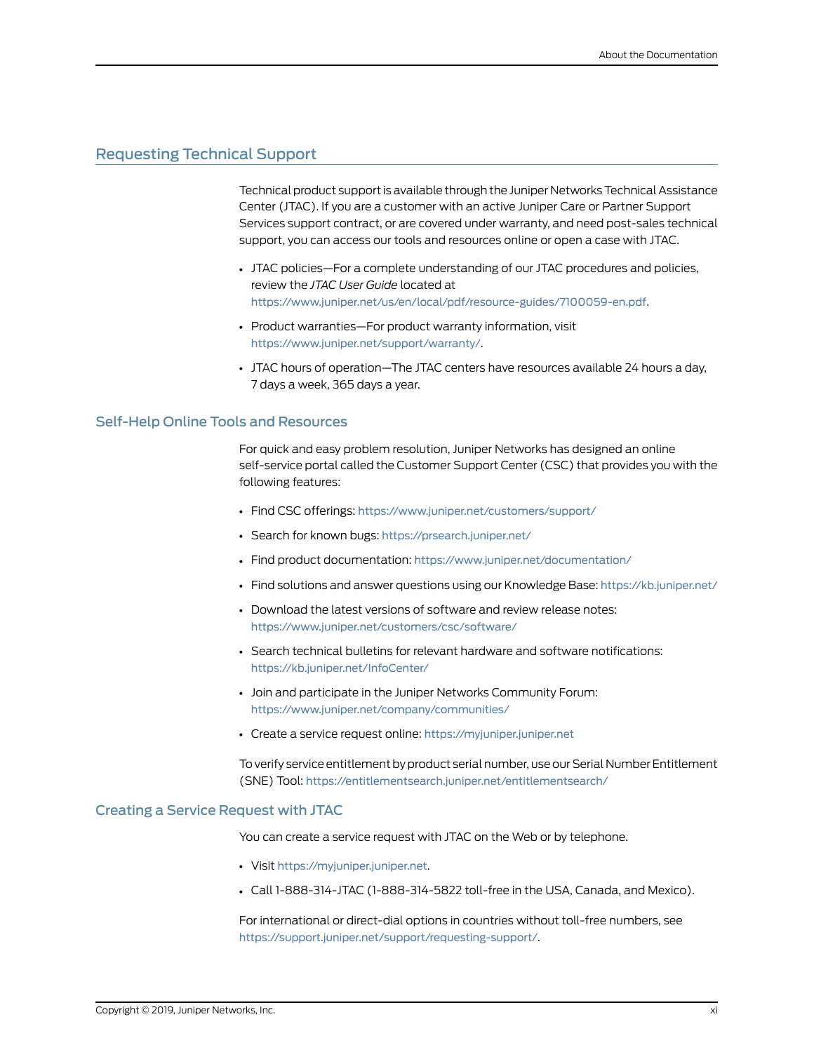## Requesting Technical Support

Technical product support is available through the Juniper Networks Technical Assistance Center (JTAC). If you are a customer with an active Juniper Care or Partner Support Services support contract, or are covered under warranty, and need post-sales technical support, you can access our tools and resources online or open a case with JTAC.

- JTAC policies—For a complete understanding of our JTAC procedures and policies, review the *JTAC User Guide* located at https://www.juniper.net/us/en/local/pdf/resource-guides/7100059-en.pdf.
- Product warranties—For product warranty information, visit https://www.juniper.net/support/warranty/.
- JTAC hours of operation—The JTAC centers have resources available 24 hours a day, 7 days a week, 365 days a year.

### Self-Help Online Tools and Resources

For quick and easy problem resolution, Juniper Networks has designed an online self-service portal called the Customer Support Center (CSC) that provides you with the following features:

- Find CSC offerings: https://www.juniper.net/customers/support/
- Search for known bugs: https://prsearch.juniper.net/
- Find product documentation: https://www.juniper.net/documentation/
- Find solutions and answer questions using our Knowledge Base: https://kb.juniper.net/
- Download the latest versions of software and review release notes: https://www.juniper.net/customers/csc/software/
- Search technical bulletins for relevant hardware and software notifications: https://kb.juniper.net/InfoCenter/
- Join and participate in the Juniper Networks Community Forum: https://www.juniper.net/company/communities/
- Create a service request online: https://myjuniper.juniper.net

To verify service entitlement by product serial number, use our Serial Number Entitlement (SNE) Tool: https://entitlementsearch.juniper.net/entitlementsearch/

### Creating a Service Request with JTAC

You can create a service request with JTAC on the Web or by telephone.

- Visit https://myjuniper.juniper.net.
- Call 1-888-314-JTAC (1-888-314-5822 toll-free in the USA, Canada, and Mexico).

For international or direct-dial options in countries without toll-free numbers, see https://support.juniper.net/support/requesting-support/.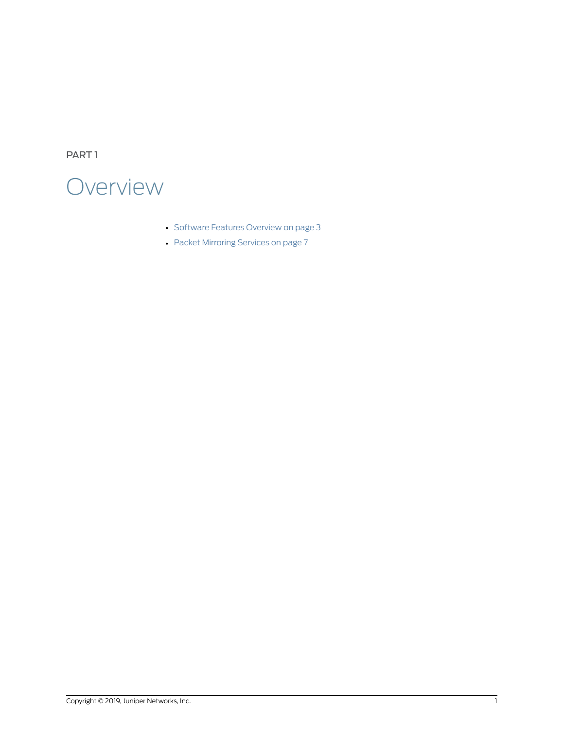PART 1

# Overview

- Software Features Overview on page 3
- Packet Mirroring Services on page 7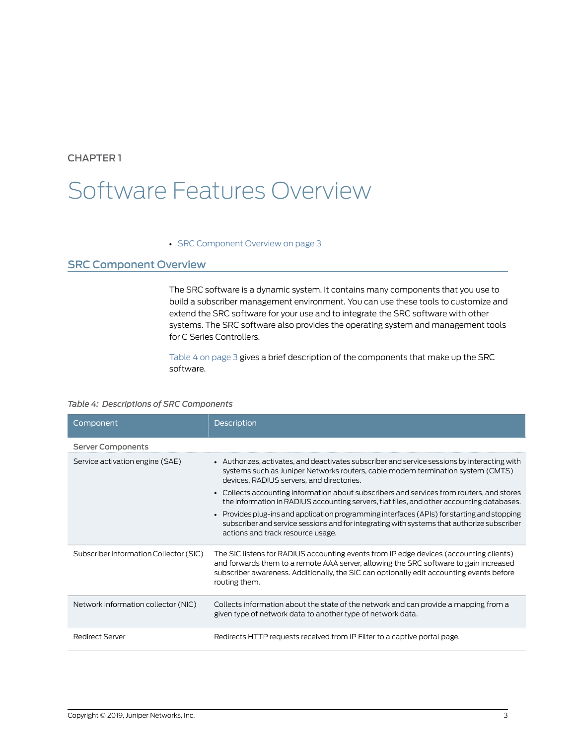CHAPTER 1

# Software Features Overview

- SRC Component Overview on page 3

## SRC Component Overview

The SRC software is a dynamic system. It contains many components that you use to build a subscriber management environment. You can use these tools to customize and extend the SRC software for your use and to integrate the SRC software with other systems. The SRC software also provides the operating system and management tools for C Series Controllers.

Table 4 on page 3 gives a brief description of the components that make up the SRC software.

*Table 4: Descriptions of SRC Components*

| Component | Description |
| --- | --- |
| Server Components | |
| Service activation engine (SAE) | • Authorizes, activates, and deactivates subscriber and service sessions by interacting with systems such as Juniper Networks routers, cable modem termination system (CMTS) devices, RADIUS servers, and directories.<br>• Collects accounting information about subscribers and services from routers, and stores the information in RADIUS accounting servers, flat files, and other accounting databases.<br>• Provides plug-ins and application programming interfaces (APIs) for starting and stopping subscriber and service sessions and for integrating with systems that authorize subscriber actions and track resource usage. |
| Subscriber Information Collector (SIC) | The SIC listens for RADIUS accounting events from IP edge devices (accounting clients) and forwards them to a remote AAA server, allowing the SRC software to gain increased subscriber awareness. Additionally, the SIC can optionally edit accounting events before routing them. |
| Network information collector (NIC) | Collects information about the state of the network and can provide a mapping from a given type of network data to another type of network data. |
| Redirect Server | Redirects HTTP requests received from IP Filter to a captive portal page. |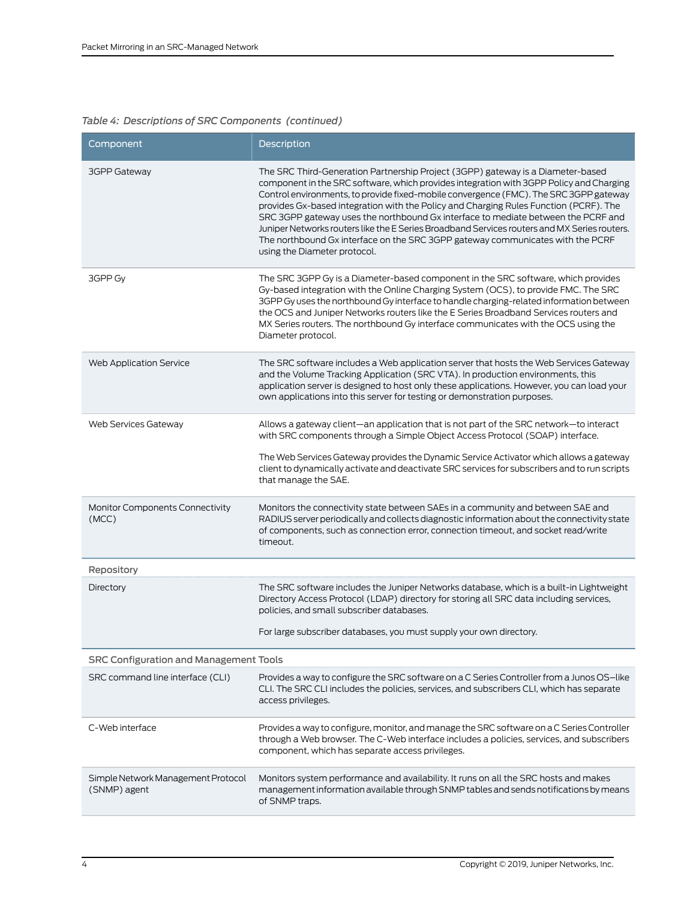*Table 4: Descriptions of SRC Components (continued)*

| Component | Description |
| --- | --- |
| 3GPP Gateway | The SRC Third-Generation Partnership Project (3GPP) gateway is a Diameter-based component in the SRC software, which provides integration with 3GPP Policy and Charging Control environments, to provide fixed-mobile convergence (FMC). The SRC 3GPP gateway provides Gx-based integration with the Policy and Charging Rules Function (PCRF). The SRC 3GPP gateway uses the northbound Gx interface to mediate between the PCRF and Juniper Networks routers like the E Series Broadband Services routers and MX Series routers. The northbound Gx interface on the SRC 3GPP gateway communicates with the PCRF using the Diameter protocol. |
| 3GPP Gy | The SRC 3GPP Gy is a Diameter-based component in the SRC software, which provides Gy-based integration with the Online Charging System (OCS), to provide FMC. The SRC 3GPP Gy uses the northbound Gy interface to handle charging-related information between the OCS and Juniper Networks routers like the E Series Broadband Services routers and MX Series routers. The northbound Gy interface communicates with the OCS using the Diameter protocol. |
| Web Application Service | The SRC software includes a Web application server that hosts the Web Services Gateway and the Volume Tracking Application (SRC VTA). In production environments, this application server is designed to host only these applications. However, you can load your own applications into this server for testing or demonstration purposes. |
| Web Services Gateway | Allows a gateway client—an application that is not part of the SRC network—to interact with SRC components through a Simple Object Access Protocol (SOAP) interface.<br><br>The Web Services Gateway provides the Dynamic Service Activator which allows a gateway client to dynamically activate and deactivate SRC services for subscribers and to run scripts that manage the SAE. |
| Monitor Components Connectivity (MCC) | Monitors the connectivity state between SAEs in a community and between SAE and RADIUS server periodically and collects diagnostic information about the connectivity state of components, such as connection error, connection timeout, and socket read/write timeout. |
| **Repository** | |
| Directory | The SRC software includes the Juniper Networks database, which is a built-in Lightweight Directory Access Protocol (LDAP) directory for storing all SRC data including services, policies, and small subscriber databases.<br><br>For large subscriber databases, you must supply your own directory. |
| **SRC Configuration and Management Tools** | |
| SRC command line interface (CLI) | Provides a way to configure the SRC software on a C Series Controller from a Junos OS–like CLI. The SRC CLI includes the policies, services, and subscribers CLI, which has separate access privileges. |
| C-Web interface | Provides a way to configure, monitor, and manage the SRC software on a C Series Controller through a Web browser. The C-Web interface includes a policies, services, and subscribers component, which has separate access privileges. |
| Simple Network Management Protocol (SNMP) agent | Monitors system performance and availability. It runs on all the SRC hosts and makes management information available through SNMP tables and sends notifications by means of SNMP traps. |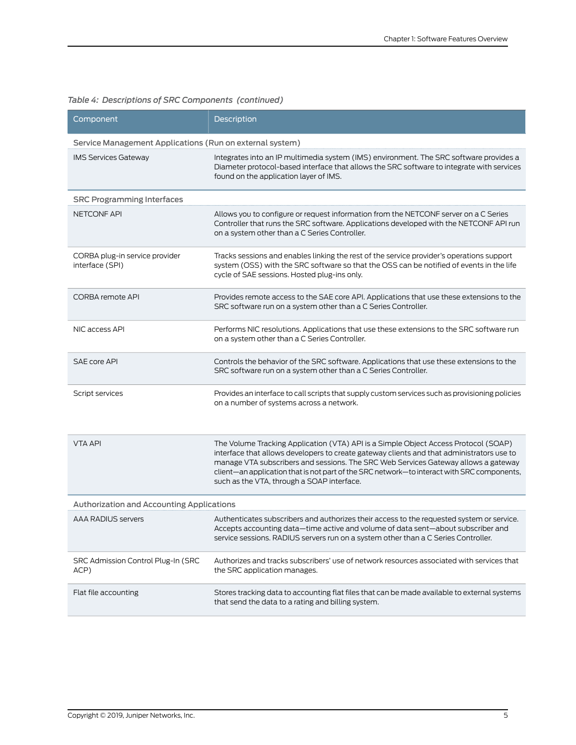*Table 4: Descriptions of SRC Components (continued)*

| Component | Description |
| --- | --- |
| Service Management Applications (Run on external system) | |
| IMS Services Gateway | Integrates into an IP multimedia system (IMS) environment. The SRC software provides a Diameter protocol-based interface that allows the SRC software to integrate with services found on the application layer of IMS. |
| SRC Programming Interfaces | |
| NETCONF API | Allows you to configure or request information from the NETCONF server on a C Series Controller that runs the SRC software. Applications developed with the NETCONF API run on a system other than a C Series Controller. |
| CORBA plug-in service provider interface (SPI) | Tracks sessions and enables linking the rest of the service provider's operations support system (OSS) with the SRC software so that the OSS can be notified of events in the life cycle of SAE sessions. Hosted plug-ins only. |
| CORBA remote API | Provides remote access to the SAE core API. Applications that use these extensions to the SRC software run on a system other than a C Series Controller. |
| NIC access API | Performs NIC resolutions. Applications that use these extensions to the SRC software run on a system other than a C Series Controller. |
| SAE core API | Controls the behavior of the SRC software. Applications that use these extensions to the SRC software run on a system other than a C Series Controller. |
| Script services | Provides an interface to call scripts that supply custom services such as provisioning policies on a number of systems across a network. |
| VTA API | The Volume Tracking Application (VTA) API is a Simple Object Access Protocol (SOAP) interface that allows developers to create gateway clients and that administrators use to manage VTA subscribers and sessions. The SRC Web Services Gateway allows a gateway client—an application that is not part of the SRC network—to interact with SRC components, such as the VTA, through a SOAP interface. |
| Authorization and Accounting Applications | |
| AAA RADIUS servers | Authenticates subscribers and authorizes their access to the requested system or service. Accepts accounting data—time active and volume of data sent—about subscriber and service sessions. RADIUS servers run on a system other than a C Series Controller. |
| SRC Admission Control Plug-In (SRC ACP) | Authorizes and tracks subscribers' use of network resources associated with services that the SRC application manages. |
| Flat file accounting | Stores tracking data to accounting flat files that can be made available to external systems that send the data to a rating and billing system. |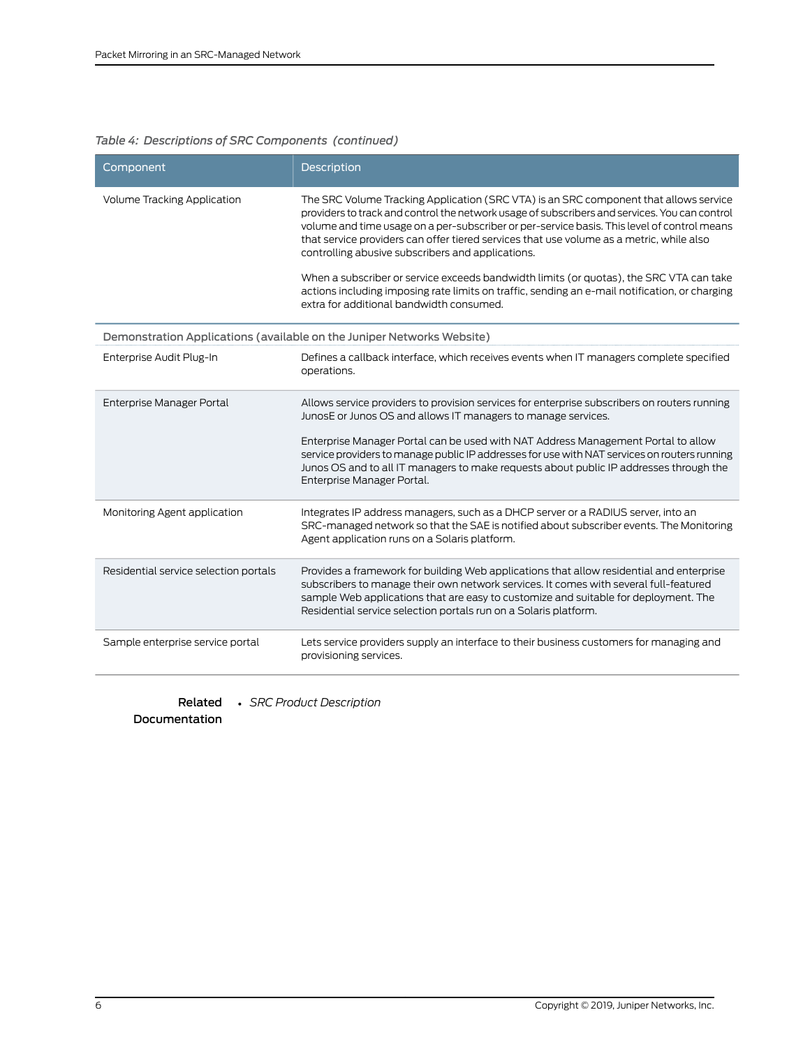*Table 4: Descriptions of SRC Components (continued)*

| Component | Description |
| --- | --- |
| Volume Tracking Application | The SRC Volume Tracking Application (SRC VTA) is an SRC component that allows service providers to track and control the network usage of subscribers and services. You can control volume and time usage on a per-subscriber or per-service basis. This level of control means that service providers can offer tiered services that use volume as a metric, while also controlling abusive subscribers and applications.<br><br>When a subscriber or service exceeds bandwidth limits (or quotas), the SRC VTA can take actions including imposing rate limits on traffic, sending an e-mail notification, or charging extra for additional bandwidth consumed. |
| Demonstration Applications (available on the Juniper Networks Website) | |
| Enterprise Audit Plug-In | Defines a callback interface, which receives events when IT managers complete specified operations. |
| Enterprise Manager Portal | Allows service providers to provision services for enterprise subscribers on routers running JunosE or Junos OS and allows IT managers to manage services.<br><br>Enterprise Manager Portal can be used with NAT Address Management Portal to allow service providers to manage public IP addresses for use with NAT services on routers running Junos OS and to all IT managers to make requests about public IP addresses through the Enterprise Manager Portal. |
| Monitoring Agent application | Integrates IP address managers, such as a DHCP server or a RADIUS server, into an SRC-managed network so that the SAE is notified about subscriber events. The Monitoring Agent application runs on a Solaris platform. |
| Residential service selection portals | Provides a framework for building Web applications that allow residential and enterprise subscribers to manage their own network services. It comes with several full-featured sample Web applications that are easy to customize and suitable for deployment. The Residential service selection portals run on a Solaris platform. |
| Sample enterprise service portal | Lets service providers supply an interface to their business customers for managing and provisioning services. |

**Related Documentation**

- *SRC Product Description*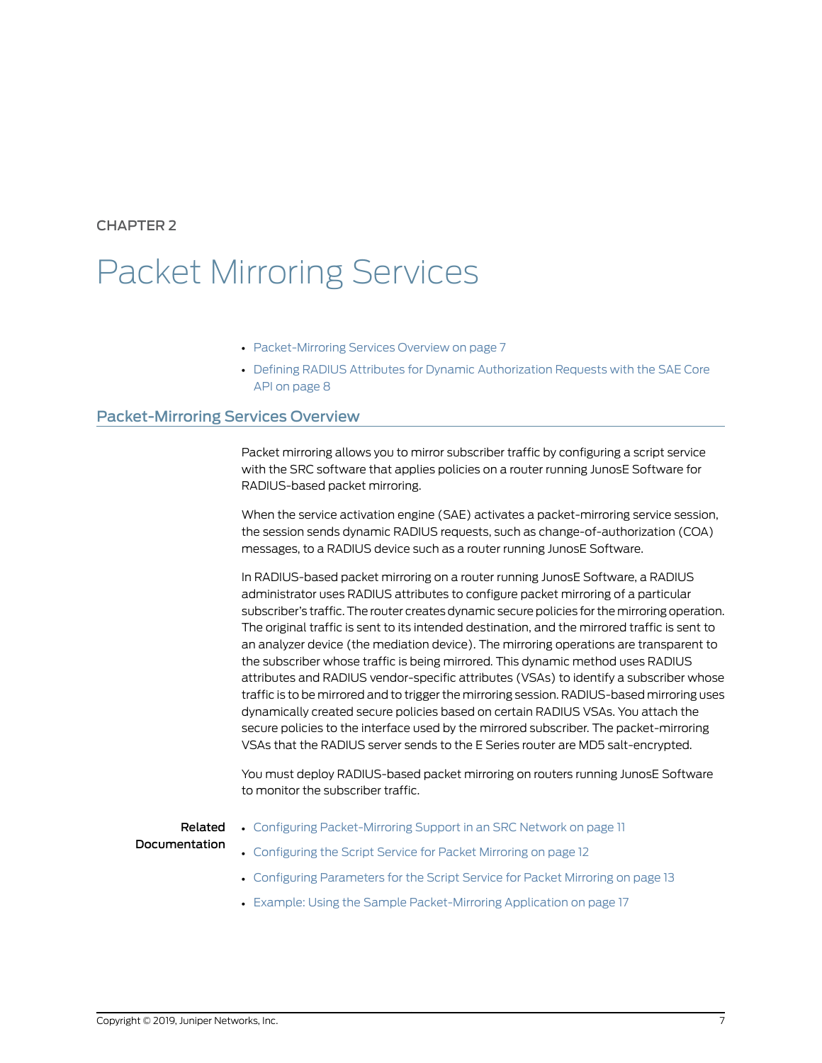CHAPTER 2

# Packet Mirroring Services

- Packet-Mirroring Services Overview on page 7
- Defining RADIUS Attributes for Dynamic Authorization Requests with the SAE Core API on page 8

## Packet-Mirroring Services Overview

Packet mirroring allows you to mirror subscriber traffic by configuring a script service with the SRC software that applies policies on a router running JunosE Software for RADIUS-based packet mirroring.

When the service activation engine (SAE) activates a packet-mirroring service session, the session sends dynamic RADIUS requests, such as change-of-authorization (COA) messages, to a RADIUS device such as a router running JunosE Software.

In RADIUS-based packet mirroring on a router running JunosE Software, a RADIUS administrator uses RADIUS attributes to configure packet mirroring of a particular subscriber's traffic. The router creates dynamic secure policies for the mirroring operation. The original traffic is sent to its intended destination, and the mirrored traffic is sent to an analyzer device (the mediation device). The mirroring operations are transparent to the subscriber whose traffic is being mirrored. This dynamic method uses RADIUS attributes and RADIUS vendor-specific attributes (VSAs) to identify a subscriber whose traffic is to be mirrored and to trigger the mirroring session. RADIUS-based mirroring uses dynamically created secure policies based on certain RADIUS VSAs. You attach the secure policies to the interface used by the mirrored subscriber. The packet-mirroring VSAs that the RADIUS server sends to the E Series router are MD5 salt-encrypted.

You must deploy RADIUS-based packet mirroring on routers running JunosE Software to monitor the subscriber traffic.

**Related Documentation**

- Configuring Packet-Mirroring Support in an SRC Network on page 11
- Configuring the Script Service for Packet Mirroring on page 12
- Configuring Parameters for the Script Service for Packet Mirroring on page 13
- Example: Using the Sample Packet-Mirroring Application on page 17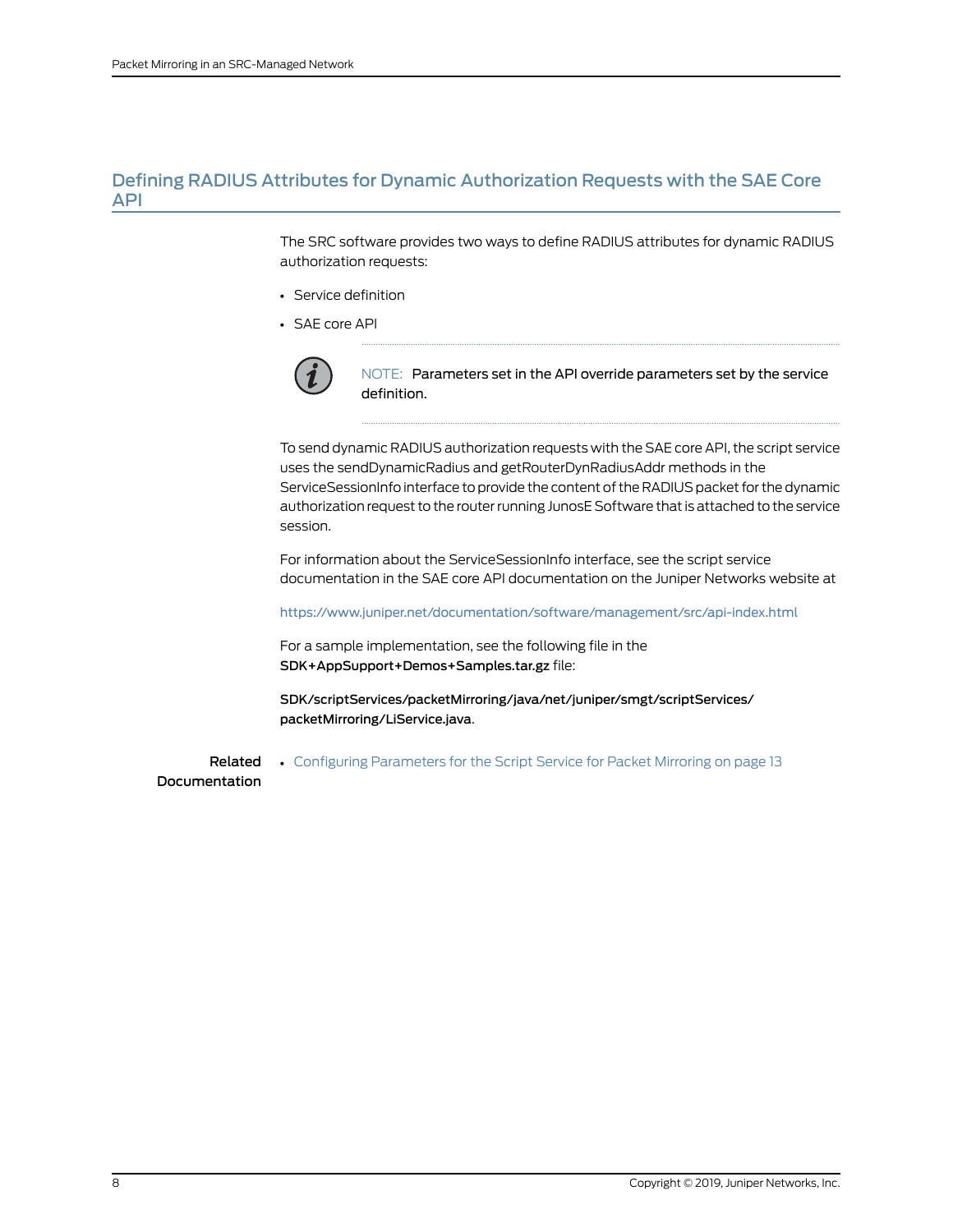## Defining RADIUS Attributes for Dynamic Authorization Requests with the SAE Core API

The SRC software provides two ways to define RADIUS attributes for dynamic RADIUS authorization requests:

- Service definition
- SAE core API

> NOTE: Parameters set in the API override parameters set by the service definition.

To send dynamic RADIUS authorization requests with the SAE core API, the script service uses the sendDynamicRadius and getRouterDynRadiusAddr methods in the ServiceSessionInfo interface to provide the content of the RADIUS packet for the dynamic authorization request to the router running JunosE Software that is attached to the service session.

For information about the ServiceSessionInfo interface, see the script service documentation in the SAE core API documentation on the Juniper Networks website at

https://www.juniper.net/documentation/software/management/src/api-index.html

For a sample implementation, see the following file in the **SDK+AppSupport+Demos+Samples.tar.gz** file:

**SDK/scriptServices/packetMirroring/java/net/juniper/smgt/scriptServices/packetMirroring/LiService.java**.

**Related Documentation**

- Configuring Parameters for the Script Service for Packet Mirroring on page 13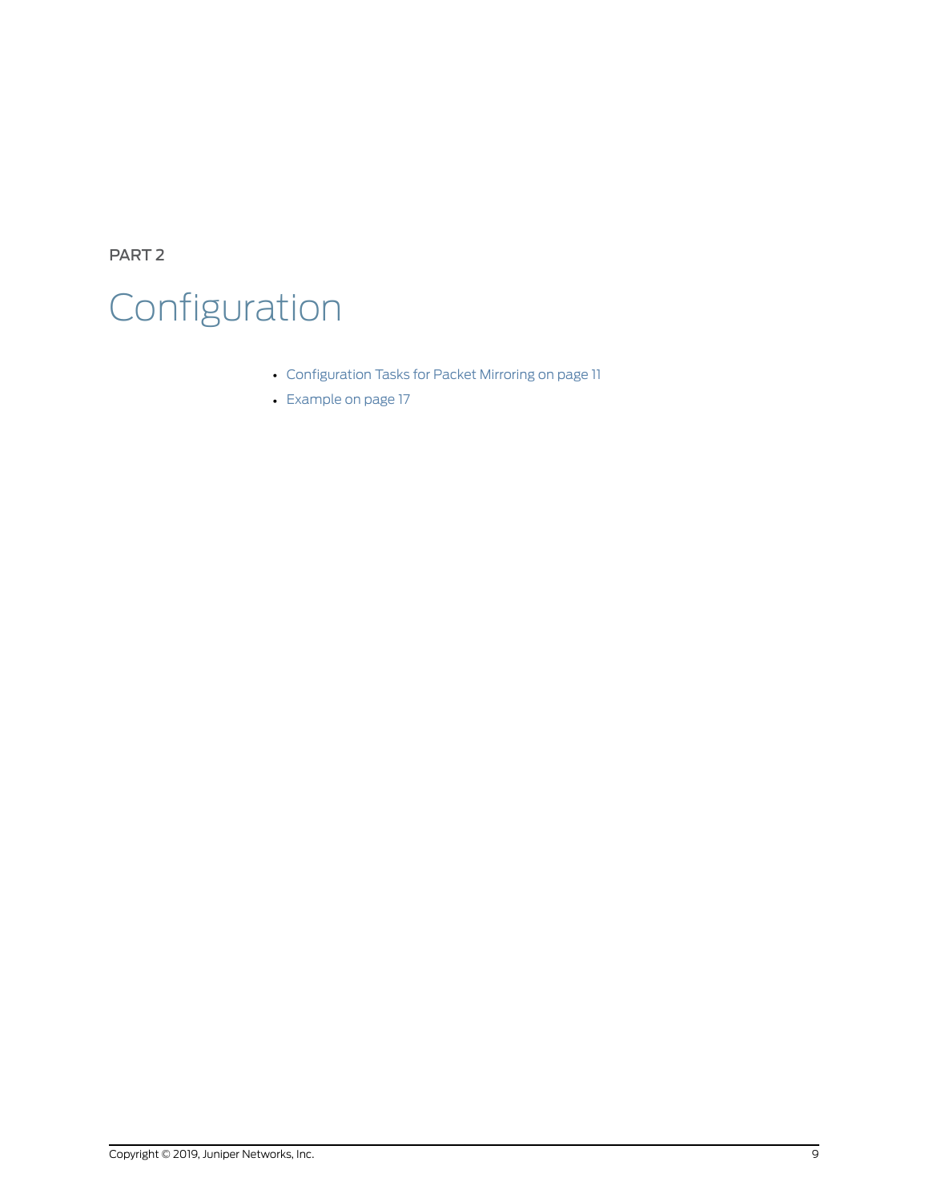PART 2

# Configuration

- Configuration Tasks for Packet Mirroring on page 11
- Example on page 17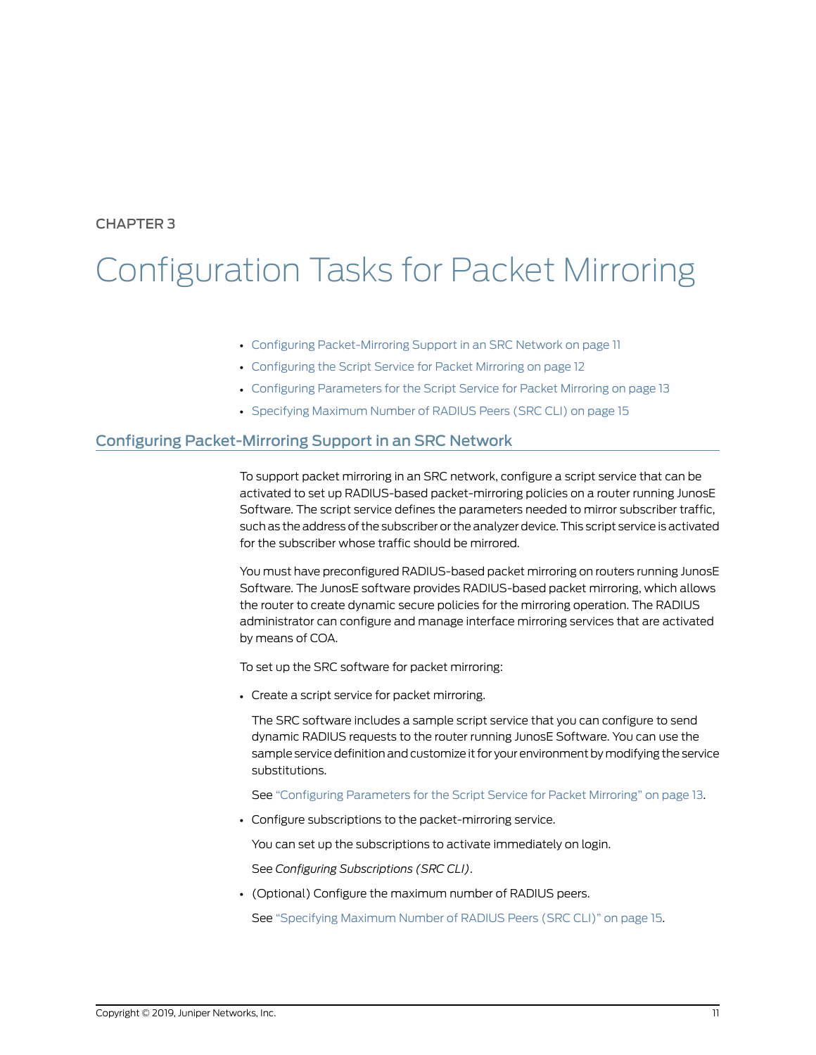CHAPTER 3

# Configuration Tasks for Packet Mirroring

- Configuring Packet-Mirroring Support in an SRC Network on page 11
- Configuring the Script Service for Packet Mirroring on page 12
- Configuring Parameters for the Script Service for Packet Mirroring on page 13
- Specifying Maximum Number of RADIUS Peers (SRC CLI) on page 15

## Configuring Packet-Mirroring Support in an SRC Network

To support packet mirroring in an SRC network, configure a script service that can be activated to set up RADIUS-based packet-mirroring policies on a router running JunosE Software. The script service defines the parameters needed to mirror subscriber traffic, such as the address of the subscriber or the analyzer device. This script service is activated for the subscriber whose traffic should be mirrored.

You must have preconfigured RADIUS-based packet mirroring on routers running JunosE Software. The JunosE software provides RADIUS-based packet mirroring, which allows the router to create dynamic secure policies for the mirroring operation. The RADIUS administrator can configure and manage interface mirroring services that are activated by means of COA.

To set up the SRC software for packet mirroring:

- Create a script service for packet mirroring.

  The SRC software includes a sample script service that you can configure to send dynamic RADIUS requests to the router running JunosE Software. You can use the sample service definition and customize it for your environment by modifying the service substitutions.

  See "Configuring Parameters for the Script Service for Packet Mirroring" on page 13.

- Configure subscriptions to the packet-mirroring service.

  You can set up the subscriptions to activate immediately on login.

  See *Configuring Subscriptions (SRC CLI)*.

- (Optional) Configure the maximum number of RADIUS peers.

  See "Specifying Maximum Number of RADIUS Peers (SRC CLI)" on page 15.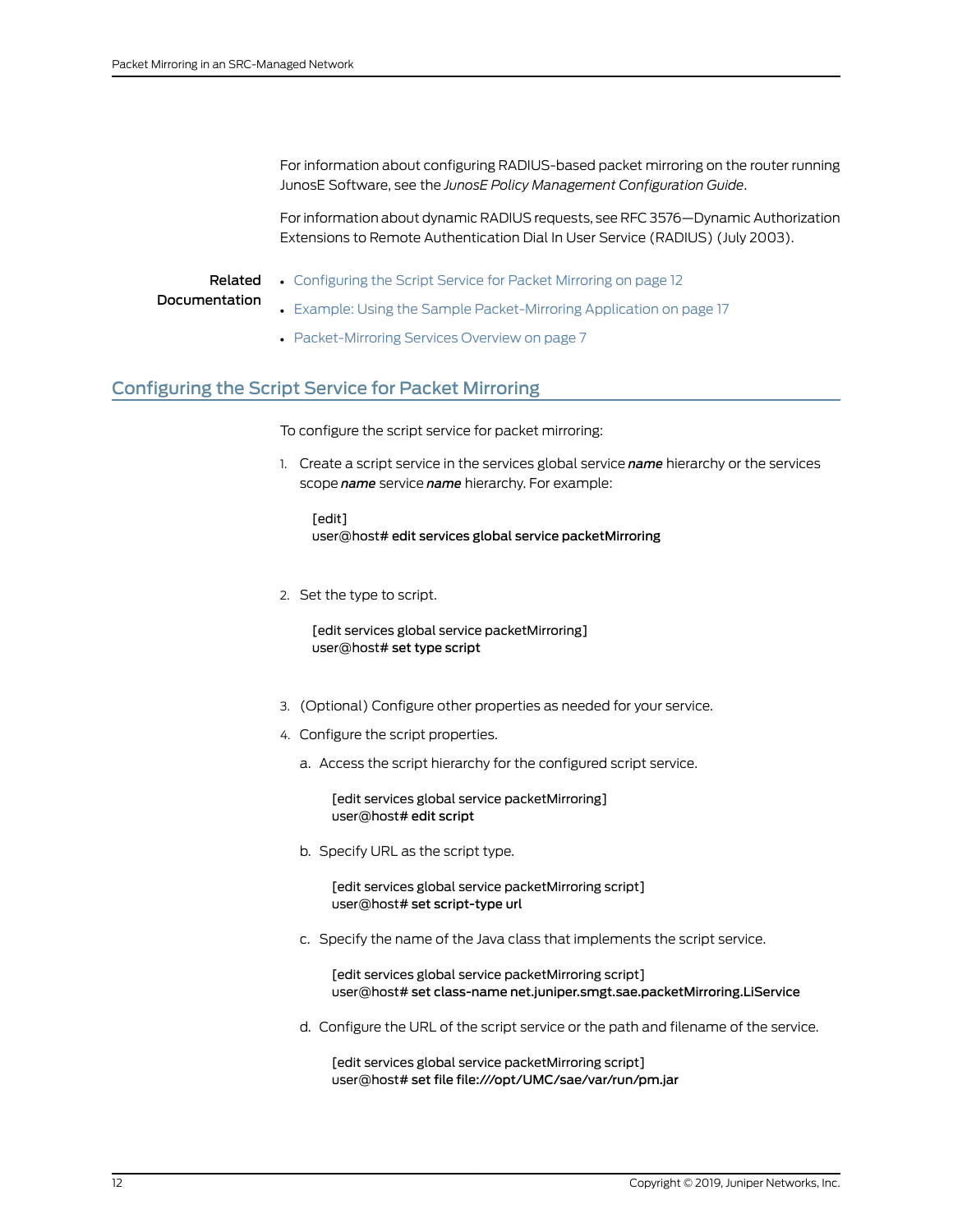For information about configuring RADIUS-based packet mirroring on the router running JunosE Software, see the *JunosE Policy Management Configuration Guide*.

For information about dynamic RADIUS requests, see RFC 3576—Dynamic Authorization Extensions to Remote Authentication Dial In User Service (RADIUS) (July 2003).

**Related Documentation**

- Configuring the Script Service for Packet Mirroring on page 12
- Example: Using the Sample Packet-Mirroring Application on page 17
- Packet-Mirroring Services Overview on page 7

## Configuring the Script Service for Packet Mirroring

To configure the script service for packet mirroring:

1. Create a script service in the services global service ***name*** hierarchy or the services scope ***name*** service ***name*** hierarchy. For example:

   ```
   [edit]
   user@host# edit services global service packetMirroring
   ```

2. Set the type to script.

   ```
   [edit services global service packetMirroring]
   user@host# set type script
   ```

3. (Optional) Configure other properties as needed for your service.
4. Configure the script properties.
   a. Access the script hierarchy for the configured script service.

      ```
      [edit services global service packetMirroring]
      user@host# edit script
      ```

   b. Specify URL as the script type.

      ```
      [edit services global service packetMirroring script]
      user@host# set script-type url
      ```

   c. Specify the name of the Java class that implements the script service.

      ```
      [edit services global service packetMirroring script]
      user@host# set class-name net.juniper.smgt.sae.packetMirroring.LiService
      ```

   d. Configure the URL of the script service or the path and filename of the service.

      ```
      [edit services global service packetMirroring script]
      user@host# set file file:///opt/UMC/sae/var/run/pm.jar
      ```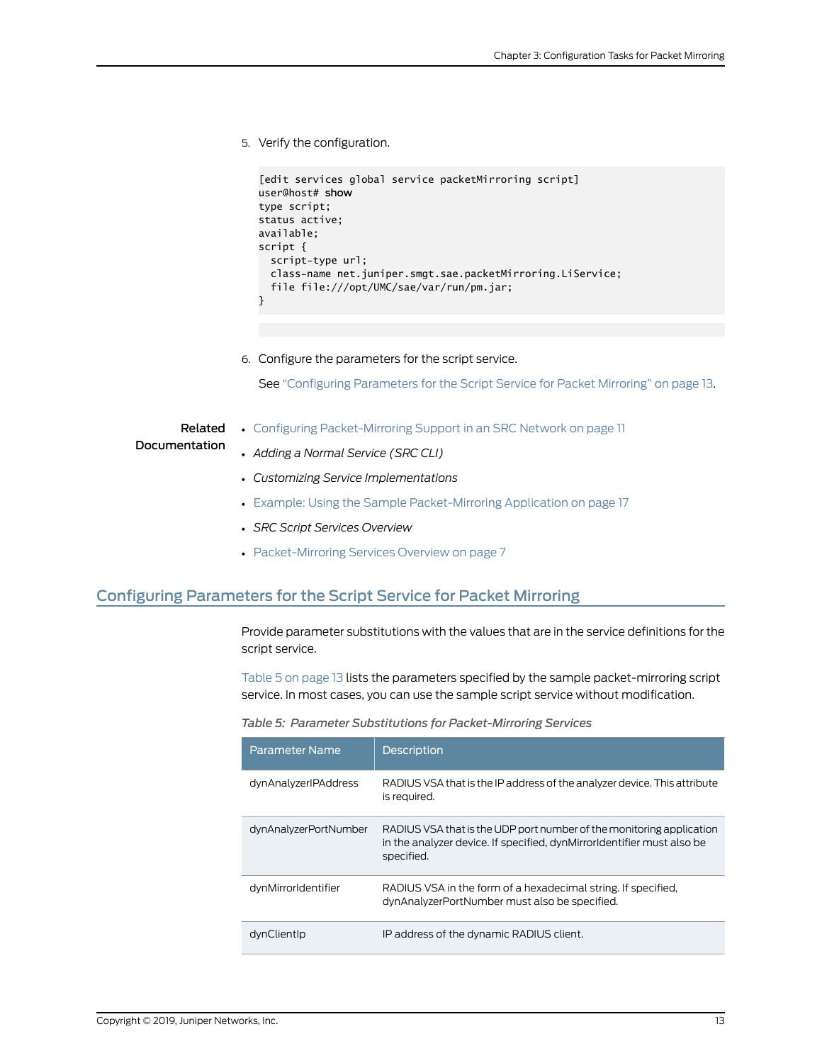5. Verify the configuration.

```
[edit services global service packetMirroring script]
user@host# show
type script;
status active;
available;
script {
  script-type url;
  class-name net.juniper.smgt.sae.packetMirroring.LiService;
  file file:///opt/UMC/sae/var/run/pm.jar;
}
```

6. Configure the parameters for the script service.

   See "Configuring Parameters for the Script Service for Packet Mirroring" on page 13.

**Related Documentation**

- Configuring Packet-Mirroring Support in an SRC Network on page 11
- *Adding a Normal Service (SRC CLI)*
- *Customizing Service Implementations*
- Example: Using the Sample Packet-Mirroring Application on page 17
- *SRC Script Services Overview*
- Packet-Mirroring Services Overview on page 7

## Configuring Parameters for the Script Service for Packet Mirroring

Provide parameter substitutions with the values that are in the service definitions for the script service.

Table 5 on page 13 lists the parameters specified by the sample packet-mirroring script service. In most cases, you can use the sample script service without modification.

*Table 5: Parameter Substitutions for Packet-Mirroring Services*

| Parameter Name | Description |
| --- | --- |
| dynAnalyzerIPAddress | RADIUS VSA that is the IP address of the analyzer device. This attribute is required. |
| dynAnalyzerPortNumber | RADIUS VSA that is the UDP port number of the monitoring application in the analyzer device. If specified, dynMirrorIdentifier must also be specified. |
| dynMirrorIdentifier | RADIUS VSA in the form of a hexadecimal string. If specified, dynAnalyzerPortNumber must also be specified. |
| dynClientIp | IP address of the dynamic RADIUS client. |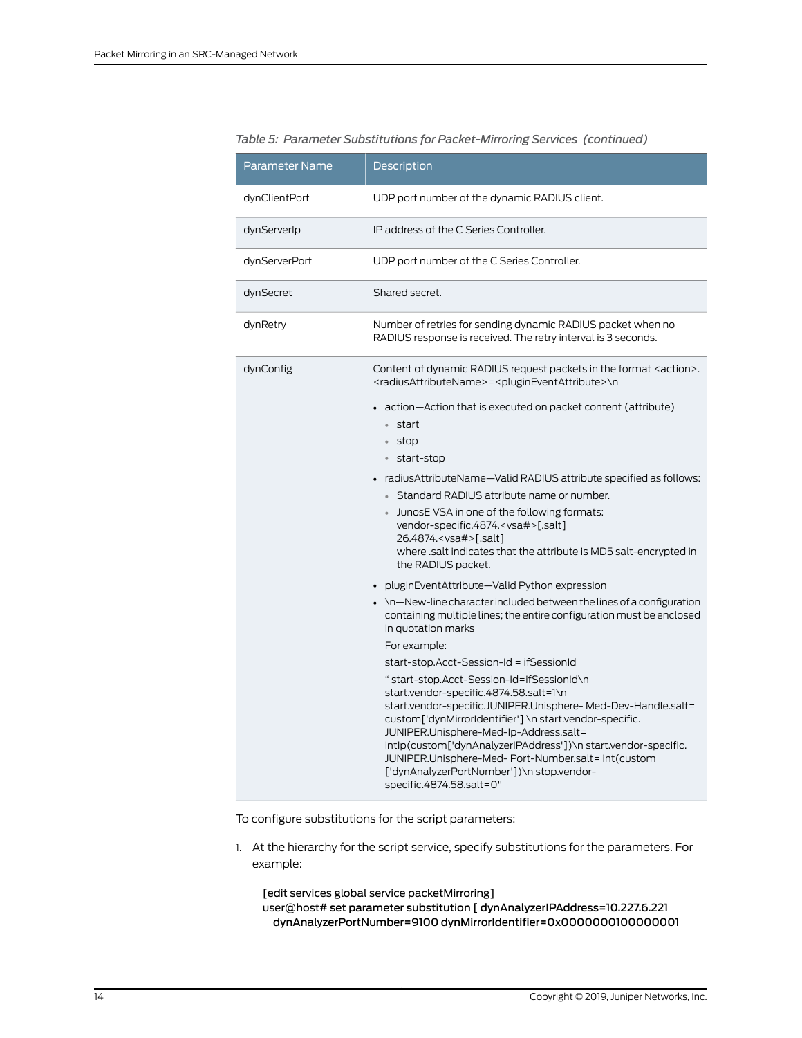*Table 5: Parameter Substitutions for Packet-Mirroring Services (continued)*

| Parameter Name | Description |
|---|---|
| dynClientPort | UDP port number of the dynamic RADIUS client. |
| dynServerIp | IP address of the C Series Controller. |
| dynServerPort | UDP port number of the C Series Controller. |
| dynSecret | Shared secret. |
| dynRetry | Number of retries for sending dynamic RADIUS packet when no RADIUS response is received. The retry interval is 3 seconds. |
| dynConfig | Content of dynamic RADIUS request packets in the format <action>.<radiusAttributeName>=<pluginEventAttribute>\n<br><br>• action—Action that is executed on packet content (attribute)<br>  ◦ start<br>  ◦ stop<br>  ◦ start-stop<br>• radiusAttributeName—Valid RADIUS attribute specified as follows:<br>  ◦ Standard RADIUS attribute name or number.<br>  ◦ JunosE VSA in one of the following formats:<br>vendor-specific.4874.<vsa#>[.salt]<br>26.4874.<vsa#>[.salt]<br>where .salt indicates that the attribute is MD5 salt-encrypted in the RADIUS packet.<br>• pluginEventAttribute—Valid Python expression<br>• \n—New-line character included between the lines of a configuration containing multiple lines; the entire configuration must be enclosed in quotation marks<br><br>For example:<br><br>start-stop.Acct-Session-Id = ifSessionId<br><br>" start-stop.Acct-Session-Id=ifSessionId\n start.vendor-specific.4874.58.salt=1\n start.vendor-specific.JUNIPER.Unisphere- Med-Dev-Handle.salt= custom['dynMirrorIdentifier'] \n start.vendor-specific. JUNIPER.Unisphere-Med-Ip-Address.salt= intIp(custom['dynAnalyzerIPAddress'])\n start.vendor-specific. JUNIPER.Unisphere-Med- Port-Number.salt= int(custom ['dynAnalyzerPortNumber'])\n stop.vendor-specific.4874.58.salt=0" |

To configure substitutions for the script parameters:

1. At the hierarchy for the script service, specify substitutions for the parameters. For example:

```
[edit services global service packetMirroring]
user@host# set parameter substitution [ dynAnalyzerIPAddress=10.227.6.221
  dynAnalyzerPortNumber=9100 dynMirrorIdentifier=0x0000000100000001
```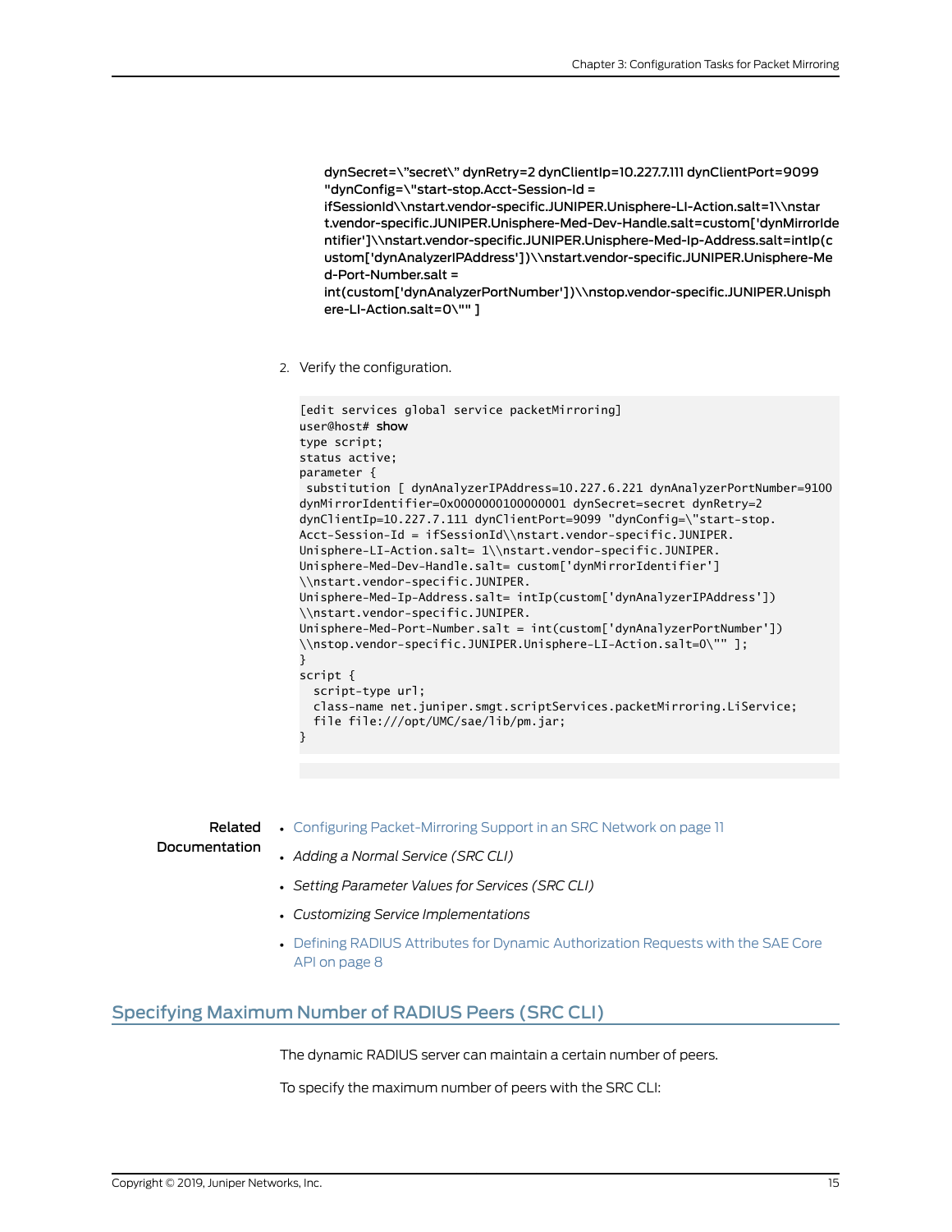**dynSecret=\"secret\" dynRetry=2 dynClientIp=10.227.7.111 dynClientPort=9099 "dynConfig=\"start-stop.Acct-Session-Id = ifSessionId\\nstart.vendor-specific.JUNIPER.Unisphere-LI-Action.salt=1\\nstart.vendor-specific.JUNIPER.Unisphere-Med-Dev-Handle.salt=custom['dynMirrorIdentifier']\\nstart.vendor-specific.JUNIPER.Unisphere-Med-Ip-Address.salt=intIp(custom['dynAnalyzerIPAddress'])\\nstart.vendor-specific.JUNIPER.Unisphere-Med-Port-Number.salt = int(custom['dynAnalyzerPortNumber'])\\nstop.vendor-specific.JUNIPER.Unisphere-LI-Action.salt=0\"" ]**

2. Verify the configuration.

```
[edit services global service packetMirroring]
user@host# show
type script;
status active;
parameter {
 substitution [ dynAnalyzerIPAddress=10.227.6.221 dynAnalyzerPortNumber=9100
dynMirrorIdentifier=0x0000000100000001 dynSecret=secret dynRetry=2
dynClientIp=10.227.7.111 dynClientPort=9099 "dynConfig=\"start-stop.
Acct-Session-Id = ifSessionId\\nstart.vendor-specific.JUNIPER.
Unisphere-LI-Action.salt= 1\\nstart.vendor-specific.JUNIPER.
Unisphere-Med-Dev-Handle.salt= custom['dynMirrorIdentifier']
\\nstart.vendor-specific.JUNIPER.
Unisphere-Med-Ip-Address.salt= intIp(custom['dynAnalyzerIPAddress'])
\\nstart.vendor-specific.JUNIPER.
Unisphere-Med-Port-Number.salt = int(custom['dynAnalyzerPortNumber'])
\\nstop.vendor-specific.JUNIPER.Unisphere-LI-Action.salt=0\"" ];
}
script {
  script-type url;
  class-name net.juniper.smgt.scriptServices.packetMirroring.LiService;
  file file:///opt/UMC/sae/lib/pm.jar;
}
```

**Related Documentation**

- Configuring Packet-Mirroring Support in an SRC Network on page 11
- *Adding a Normal Service (SRC CLI)*
- *Setting Parameter Values for Services (SRC CLI)*
- *Customizing Service Implementations*
- Defining RADIUS Attributes for Dynamic Authorization Requests with the SAE Core API on page 8

## Specifying Maximum Number of RADIUS Peers (SRC CLI)

The dynamic RADIUS server can maintain a certain number of peers.

To specify the maximum number of peers with the SRC CLI: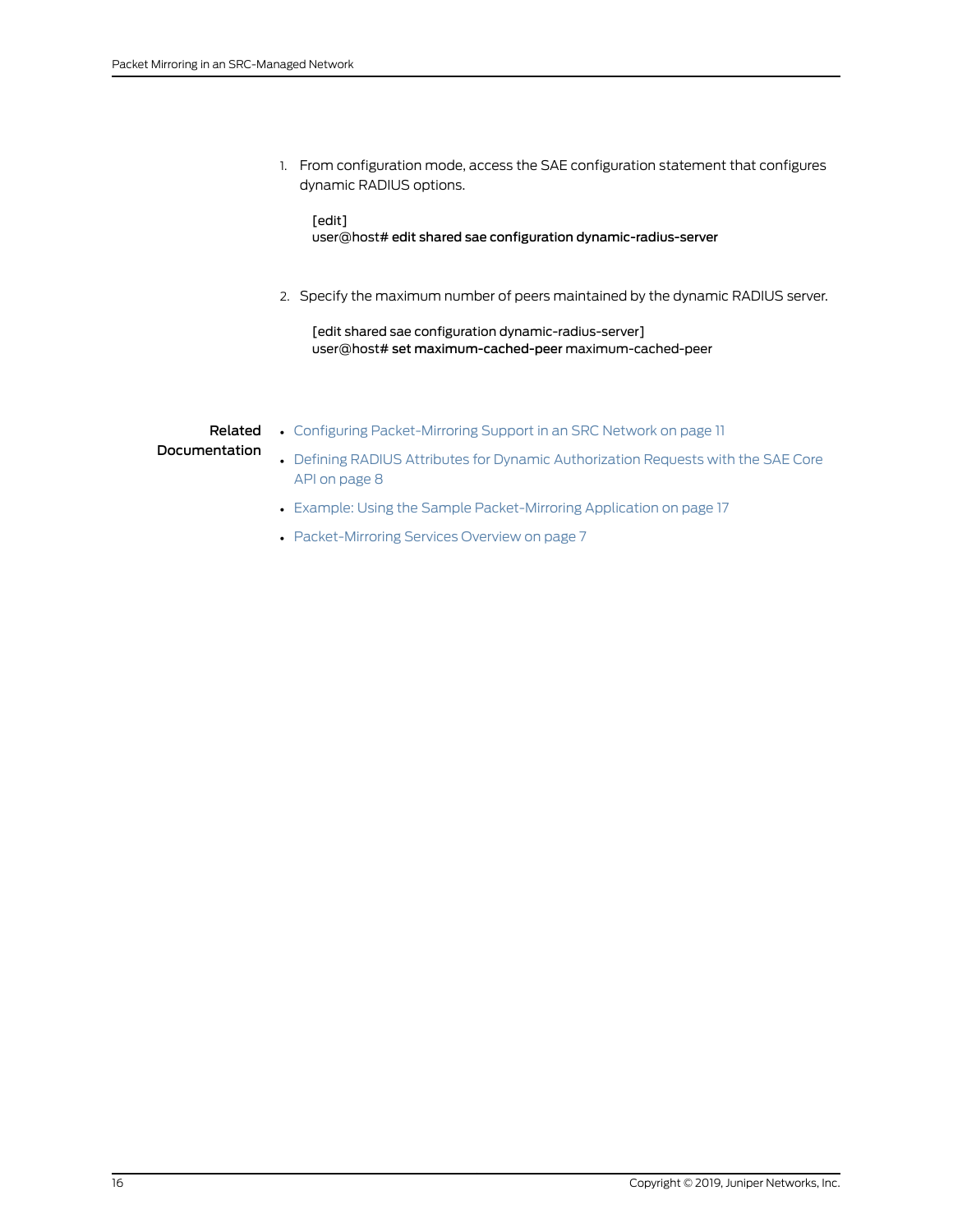1. From configuration mode, access the SAE configuration statement that configures dynamic RADIUS options.

   ```
   [edit]
   user@host# edit shared sae configuration dynamic-radius-server
   ```

2. Specify the maximum number of peers maintained by the dynamic RADIUS server.

   ```
   [edit shared sae configuration dynamic-radius-server]
   user@host# set maximum-cached-peer maximum-cached-peer
   ```

**Related Documentation**

- Configuring Packet-Mirroring Support in an SRC Network on page 11
- Defining RADIUS Attributes for Dynamic Authorization Requests with the SAE Core API on page 8
- Example: Using the Sample Packet-Mirroring Application on page 17
- Packet-Mirroring Services Overview on page 7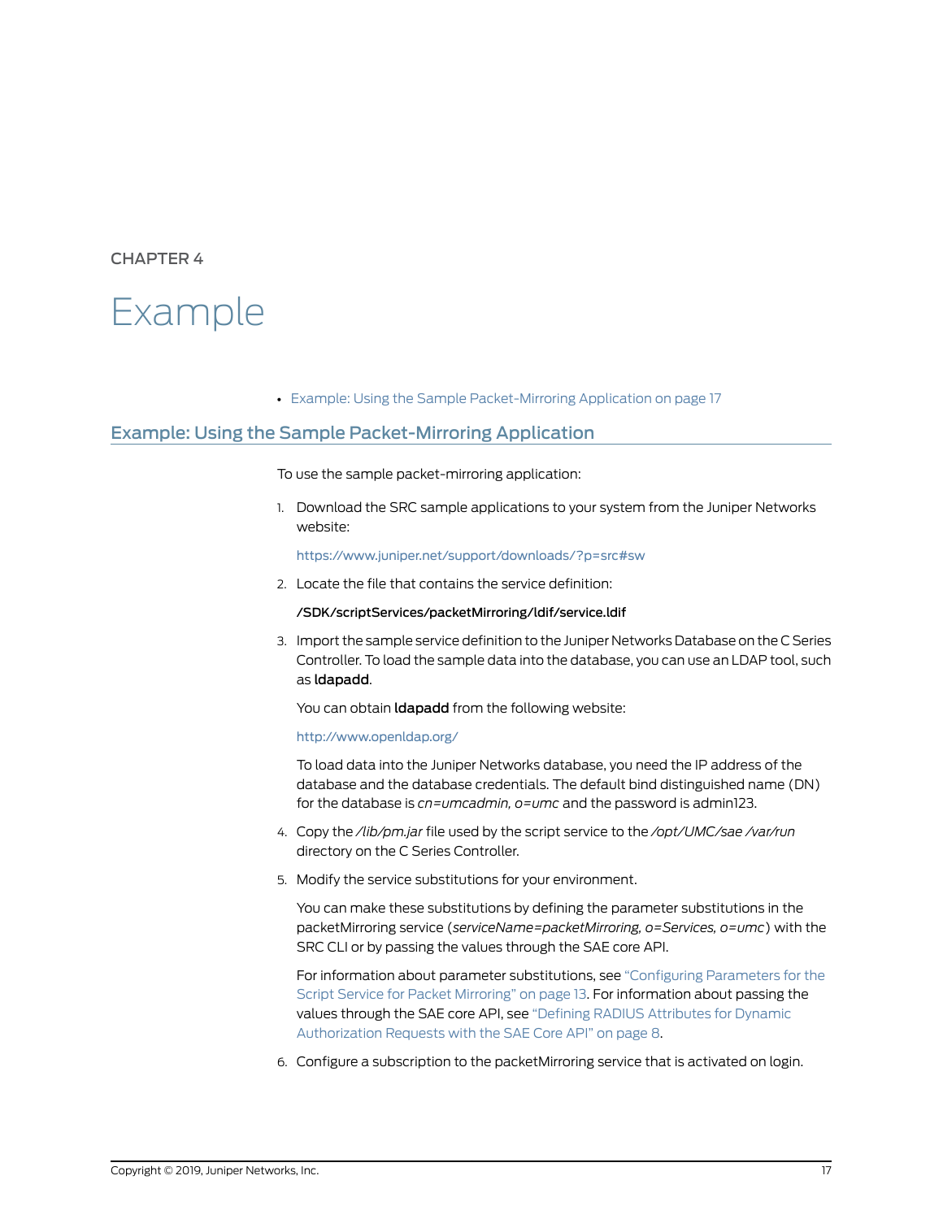CHAPTER 4

# Example

- Example: Using the Sample Packet-Mirroring Application on page 17

## Example: Using the Sample Packet-Mirroring Application

To use the sample packet-mirroring application:

1. Download the SRC sample applications to your system from the Juniper Networks website:

   https://www.juniper.net/support/downloads/?p=src#sw

2. Locate the file that contains the service definition:

   **/SDK/scriptServices/packetMirroring/ldif/service.ldif**

3. Import the sample service definition to the Juniper Networks Database on the C Series Controller. To load the sample data into the database, you can use an LDAP tool, such as **ldapadd**.

   You can obtain **ldapadd** from the following website:

   http://www.openldap.org/

   To load data into the Juniper Networks database, you need the IP address of the database and the database credentials. The default bind distinguished name (DN) for the database is *cn=umcadmin, o=umc* and the password is admin123.

4. Copy the */lib/pm.jar* file used by the script service to the */opt/UMC/sae /var/run* directory on the C Series Controller.

5. Modify the service substitutions for your environment.

   You can make these substitutions by defining the parameter substitutions in the packetMirroring service (*serviceName=packetMirroring, o=Services, o=umc*) with the SRC CLI or by passing the values through the SAE core API.

   For information about parameter substitutions, see "Configuring Parameters for the Script Service for Packet Mirroring" on page 13. For information about passing the values through the SAE core API, see "Defining RADIUS Attributes for Dynamic Authorization Requests with the SAE Core API" on page 8.

6. Configure a subscription to the packetMirroring service that is activated on login.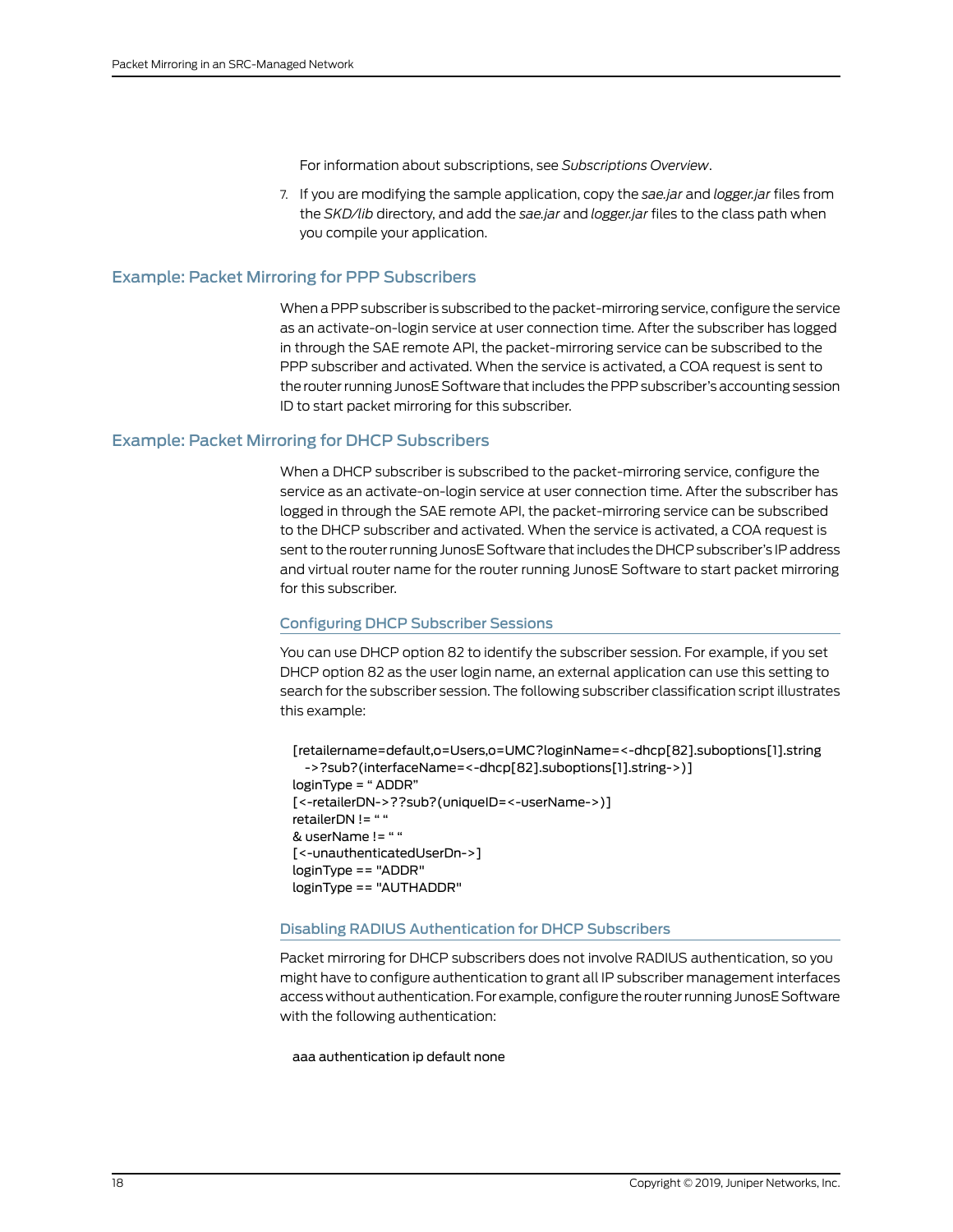For information about subscriptions, see *Subscriptions Overview*.

7. If you are modifying the sample application, copy the *sae.jar* and *logger.jar* files from the *SKD/lib* directory, and add the *sae.jar* and *logger.jar* files to the class path when you compile your application.

## Example: Packet Mirroring for PPP Subscribers

When a PPP subscriber is subscribed to the packet-mirroring service, configure the service as an activate-on-login service at user connection time. After the subscriber has logged in through the SAE remote API, the packet-mirroring service can be subscribed to the PPP subscriber and activated. When the service is activated, a COA request is sent to the router running JunosE Software that includes the PPP subscriber's accounting session ID to start packet mirroring for this subscriber.

## Example: Packet Mirroring for DHCP Subscribers

When a DHCP subscriber is subscribed to the packet-mirroring service, configure the service as an activate-on-login service at user connection time. After the subscriber has logged in through the SAE remote API, the packet-mirroring service can be subscribed to the DHCP subscriber and activated. When the service is activated, a COA request is sent to the router running JunosE Software that includes the DHCP subscriber's IP address and virtual router name for the router running JunosE Software to start packet mirroring for this subscriber.

### Configuring DHCP Subscriber Sessions

You can use DHCP option 82 to identify the subscriber session. For example, if you set DHCP option 82 as the user login name, an external application can use this setting to search for the subscriber session. The following subscriber classification script illustrates this example:

```
[retailername=default,o=Users,o=UMC?loginName=<-dhcp[82].suboptions[1].string
  ->?sub?(interfaceName=<-dhcp[82].suboptions[1].string->)]
loginType = " ADDR"
[<-retailerDN->??sub?(uniqueID=<-userName->)]
retailerDN != " "
& userName != " "
[<-unauthenticatedUserDn->]
loginType == "ADDR"
loginType == "AUTHADDR"
```

### Disabling RADIUS Authentication for DHCP Subscribers

Packet mirroring for DHCP subscribers does not involve RADIUS authentication, so you might have to configure authentication to grant all IP subscriber management interfaces access without authentication. For example, configure the router running JunosE Software with the following authentication:

```
aaa authentication ip default none
```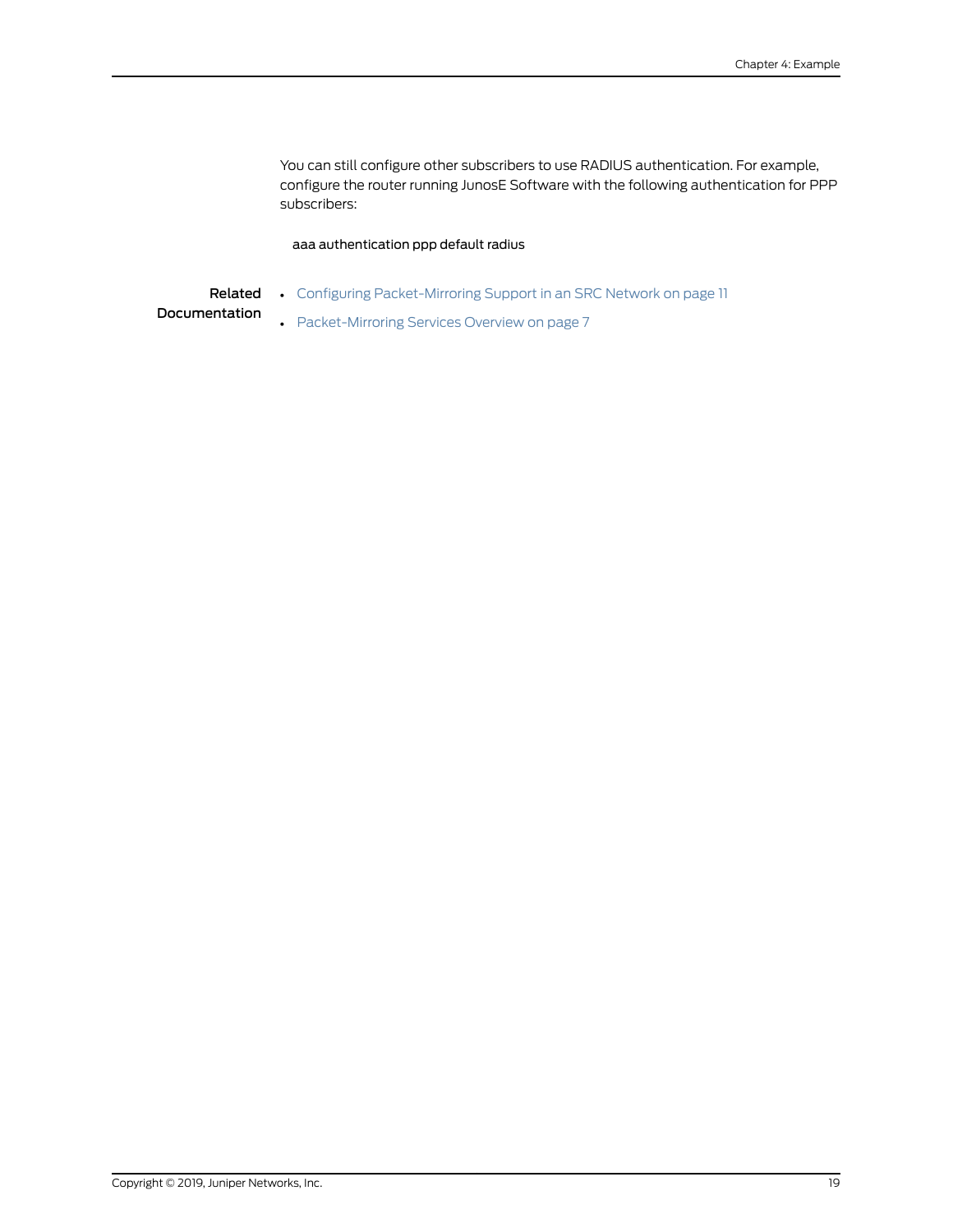You can still configure other subscribers to use RADIUS authentication. For example, configure the router running JunosE Software with the following authentication for PPP subscribers:

```
aaa authentication ppp default radius
```

**Related Documentation**

- Configuring Packet-Mirroring Support in an SRC Network on page 11
- Packet-Mirroring Services Overview on page 7